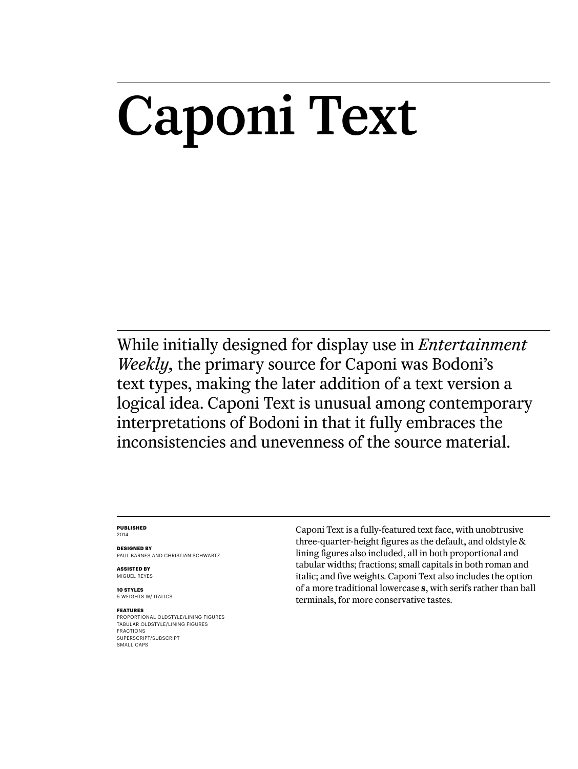# Caponi Text

While initially designed for display use in *Entertainment Weekly,* the primary source for Caponi was Bodoni's text types, making the later addition of a text version a logical idea. Caponi Text is unusual among contemporary interpretations of Bodoni in that it fully embraces the inconsistencies and unevenness of the source material.

**PUBLISHED**
2014

**DESIGNED BY**
PAUL BARNES AND CHRISTIAN SCHWARTZ

**ASSISTED BY**
MIGUEL REYES

**10 STYLES**
5 WEIGHTS W/ ITALICS

**FEATURES**
PROPORTIONAL OLDSTYLE/LINING FIGURES
TABULAR OLDSTYLE/LINING FIGURES
FRACTIONS
SUPERSCRIPT/SUBSCRIPT
SMALL CAPS

Caponi Text is a fully-featured text face, with unobtrusive three-quarter-height figures as the default, and oldstyle & lining figures also included, all in both proportional and tabular widths; fractions; small capitals in both roman and italic; and five weights. Caponi Text also includes the option of a more traditional lowercase **s**, with serifs rather than ball terminals, for more conservative tastes.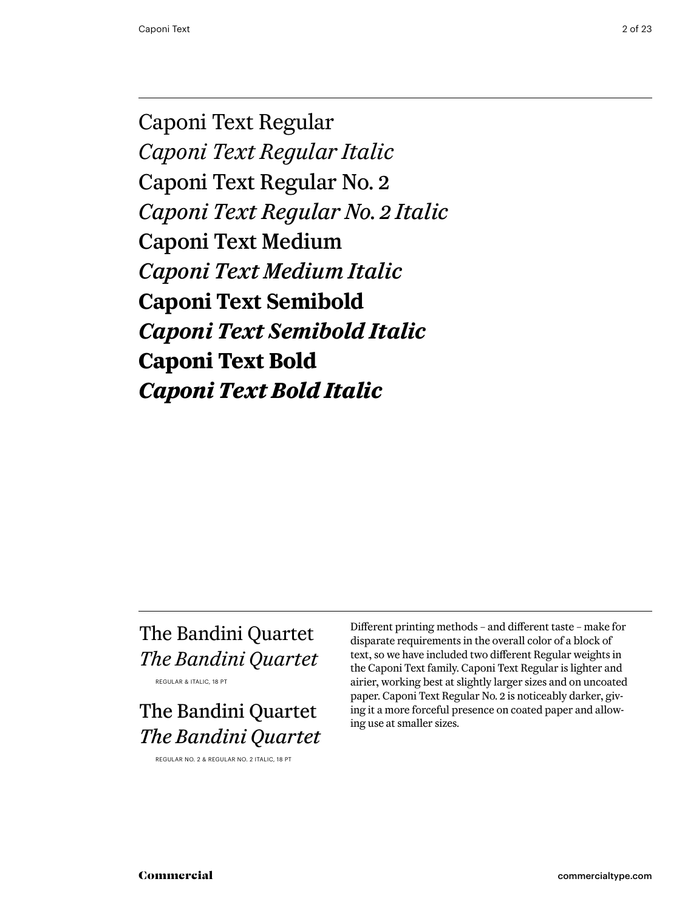Caponi Text Regular

*Caponi Text Regular Italic*

Caponi Text Regular No. 2

*Caponi Text Regular No. 2 Italic*

Caponi Text Medium

*Caponi Text Medium Italic*

**Caponi Text Semibold**

***Caponi Text Semibold Italic***

**Caponi Text Bold**

***Caponi Text Bold Italic***

---

The Bandini Quartet

*The Bandini Quartet*

REGULAR & ITALIC, 18 PT

The Bandini Quartet

*The Bandini Quartet*

REGULAR NO. 2 & REGULAR NO. 2 ITALIC, 18 PT

Different printing methods – and different taste – make for disparate requirements in the overall color of a block of text, so we have included two different Regular weights in the Caponi Text family. Caponi Text Regular is lighter and airier, working best at slightly larger sizes and on uncoated paper. Caponi Text Regular No. 2 is noticeably darker, giving it a more forceful presence on coated paper and allowing use at smaller sizes.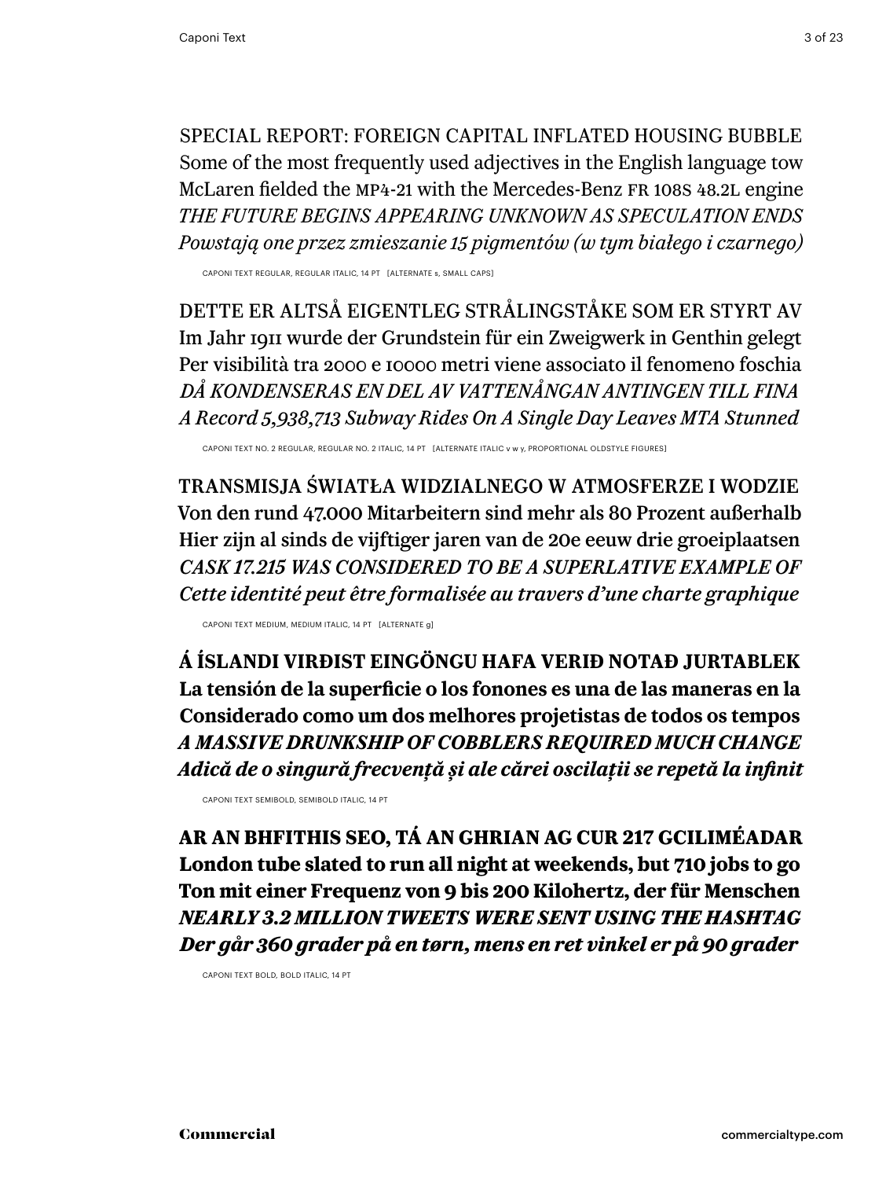SPECIAL REPORT: FOREIGN CAPITAL INFLATED HOUSING BUBBLE
Some of the most frequently used adjectives in the English language tow
McLaren fielded the MP4-21 with the Mercedes-Benz FR 108S 48.2L engine
*THE FUTURE BEGINS APPEARING UNKNOWN AS SPECULATION ENDS*
*Powstają one przez zmieszanie 15 pigmentów (w tym białego i czarnego)*

CAPONI TEXT REGULAR, REGULAR ITALIC, 14 PT [ALTERNATE s, SMALL CAPS]

DETTE ER ALTSÅ EIGENTLEG STRÅLINGSTÅKE SOM ER STYRT AV
Im Jahr 1911 wurde der Grundstein für ein Zweigwerk in Genthin gelegt
Per visibilità tra 2000 e 10000 metri viene associato il fenomeno foschia
*DÅ KONDENSERAS EN DEL AV VATTENÅNGAN ANTINGEN TILL FINA*
*A Record 5,938,713 Subway Rides On A Single Day Leaves MTA Stunned*

CAPONI TEXT NO. 2 REGULAR, REGULAR NO. 2 ITALIC, 14 PT [ALTERNATE ITALIC v w y, PROPORTIONAL OLDSTYLE FIGURES]

TRANSMISJA ŚWIATŁA WIDZIALNEGO W ATMOSFERZE I WODZIE
Von den rund 47.000 Mitarbeitern sind mehr als 80 Prozent außerhalb
Hier zijn al sinds de vijftiger jaren van de 20e eeuw drie groeiplaatsen
*CASK 17.215 WAS CONSIDERED TO BE A SUPERLATIVE EXAMPLE OF*
*Cette identité peut être formalisée au travers d'une charte graphique*

CAPONI TEXT MEDIUM, MEDIUM ITALIC, 14 PT [ALTERNATE g]

**Á ÍSLANDI VIRÐIST EINGÖNGU HAFA VERIÐ NOTAÐ JURTABLEK**
**La tensión de la superficie o los fonones es una de las maneras en la**
**Considerado como um dos melhores projetistas de todos os tempos**
***A MASSIVE DRUNKSHIP OF COBBLERS REQUIRED MUCH CHANGE***
***Adică de o singură frecvență și ale cărei oscilații se repetă la infinit***

CAPONI TEXT SEMIBOLD, SEMIBOLD ITALIC, 14 PT

**AR AN BHFITHIS SEO, TÁ AN GHRIAN AG CUR 217 GCILIMÉADAR**
**London tube slated to run all night at weekends, but 710 jobs to go**
**Ton mit einer Frequenz von 9 bis 200 Kilohertz, der für Menschen**
***NEARLY 3.2 MILLION TWEETS WERE SENT USING THE HASHTAG***
***Der går 360 grader på en tørn, mens en ret vinkel er på 90 grader***

CAPONI TEXT BOLD, BOLD ITALIC, 14 PT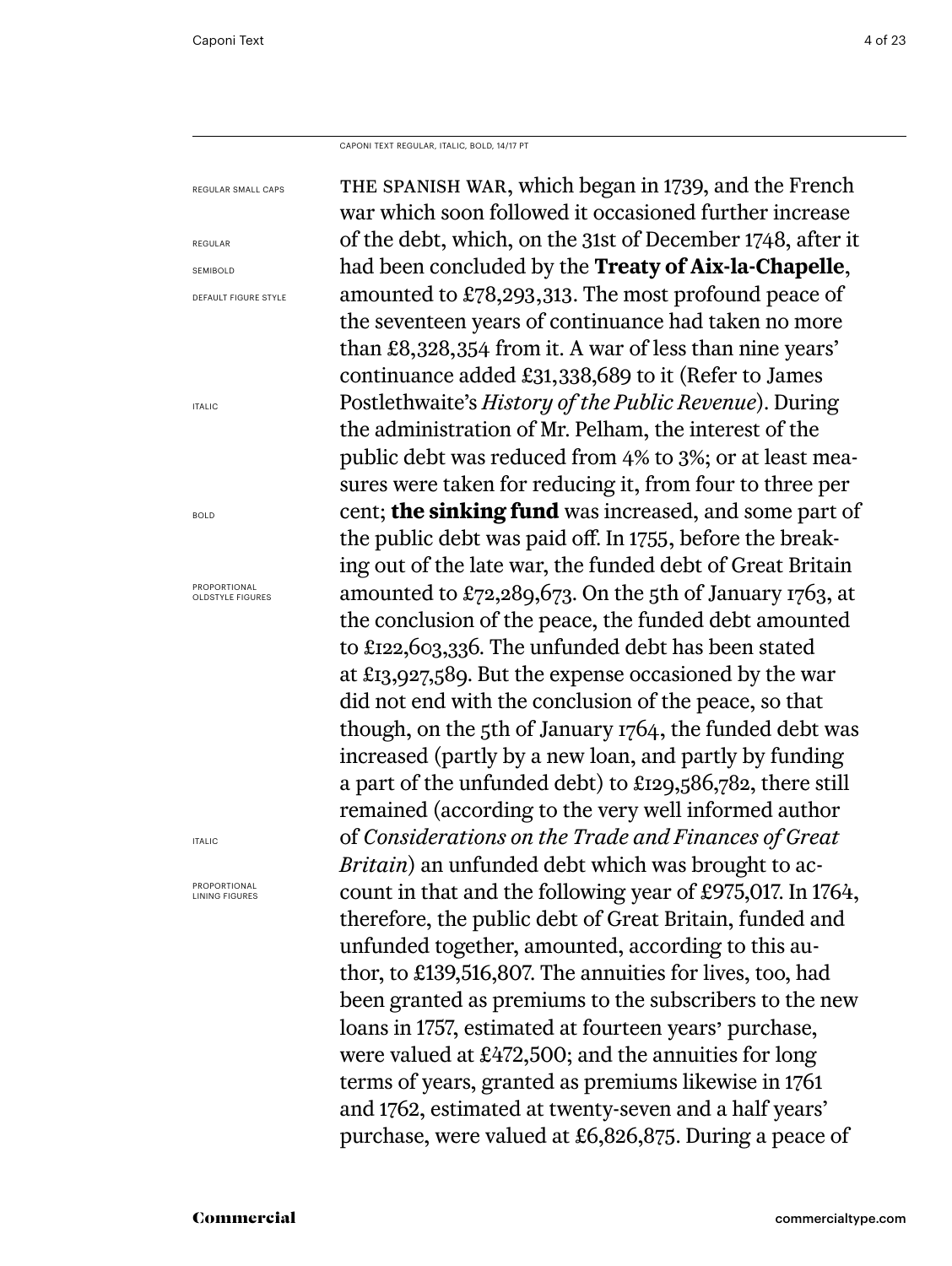CAPONI TEXT REGULAR, ITALIC, BOLD, 14/17 PT

REGULAR SMALL CAPS

REGULAR

SEMIBOLD

DEFAULT FIGURE STYLE

ITALIC

BOLD

PROPORTIONAL OLDSTYLE FIGURES

ITALIC

PROPORTIONAL LINING FIGURES

THE SPANISH WAR, which began in 1739, and the French war which soon followed it occasioned further increase of the debt, which, on the 31st of December 1748, after it had been concluded by the **Treaty of Aix-la-Chapelle**, amounted to £78,293,313. The most profound peace of the seventeen years of continuance had taken no more than £8,328,354 from it. A war of less than nine years' continuance added £31,338,689 to it (Refer to James Postlethwaite's *History of the Public Revenue*). During the administration of Mr. Pelham, the interest of the public debt was reduced from 4% to 3%; or at least measures were taken for reducing it, from four to three per cent; **the sinking fund** was increased, and some part of the public debt was paid off. In 1755, before the breaking out of the late war, the funded debt of Great Britain amounted to £72,289,673. On the 5th of January 1763, at the conclusion of the peace, the funded debt amounted to £122,603,336. The unfunded debt has been stated at £13,927,589. But the expense occasioned by the war did not end with the conclusion of the peace, so that though, on the 5th of January 1764, the funded debt was increased (partly by a new loan, and partly by funding a part of the unfunded debt) to £129,586,782, there still remained (according to the very well informed author of *Considerations on the Trade and Finances of Great Britain*) an unfunded debt which was brought to account in that and the following year of £975,017. In 1764, therefore, the public debt of Great Britain, funded and unfunded together, amounted, according to this author, to £139,516,807. The annuities for lives, too, had been granted as premiums to the subscribers to the new loans in 1757, estimated at fourteen years' purchase, were valued at £472,500; and the annuities for long terms of years, granted as premiums likewise in 1761 and 1762, estimated at twenty-seven and a half years' purchase, were valued at £6,826,875. During a peace of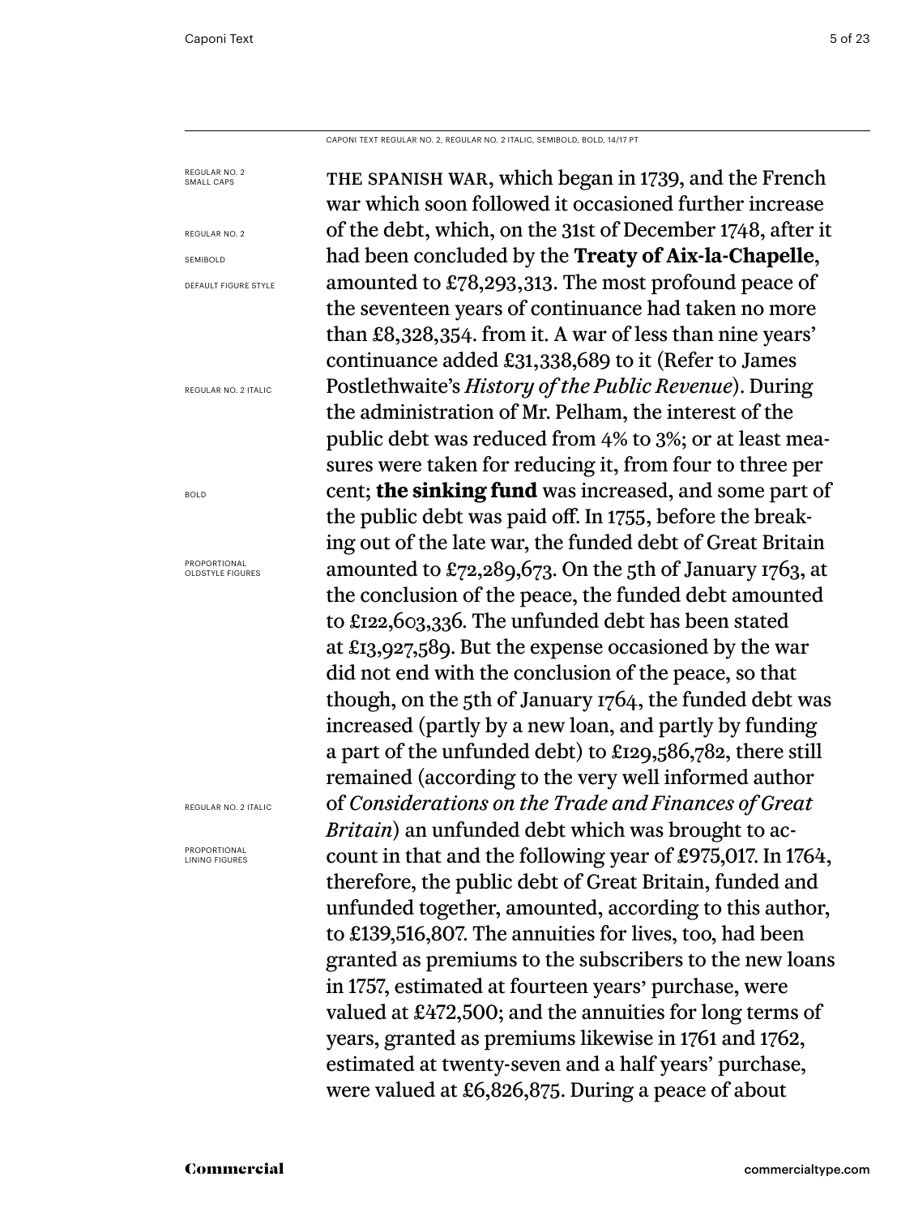CAPONI TEXT REGULAR NO. 2, REGULAR NO. 2 ITALIC, SEMIBOLD, BOLD, 14/17 PT

REGULAR NO. 2 SMALL CAPS

REGULAR NO. 2

SEMIBOLD

DEFAULT FIGURE STYLE

REGULAR NO. 2 ITALIC

BOLD

PROPORTIONAL OLDSTYLE FIGURES

REGULAR NO. 2 ITALIC

PROPORTIONAL LINING FIGURES

THE SPANISH WAR, which began in 1739, and the French war which soon followed it occasioned further increase of the debt, which, on the 31st of December 1748, after it had been concluded by the **Treaty of Aix-la-Chapelle**, amounted to £78,293,313. The most profound peace of the seventeen years of continuance had taken no more than £8,328,354. from it. A war of less than nine years' continuance added £31,338,689 to it (Refer to James Postlethwaite's *History of the Public Revenue*). During the administration of Mr. Pelham, the interest of the public debt was reduced from 4% to 3%; or at least measures were taken for reducing it, from four to three per cent; **the sinking fund** was increased, and some part of the public debt was paid off. In 1755, before the breaking out of the late war, the funded debt of Great Britain amounted to £72,289,673. On the 5th of January 1763, at the conclusion of the peace, the funded debt amounted to £122,603,336. The unfunded debt has been stated at £13,927,589. But the expense occasioned by the war did not end with the conclusion of the peace, so that though, on the 5th of January 1764, the funded debt was increased (partly by a new loan, and partly by funding a part of the unfunded debt) to £129,586,782, there still remained (according to the very well informed author of *Considerations on the Trade and Finances of Great Britain*) an unfunded debt which was brought to account in that and the following year of £975,017. In 1764, therefore, the public debt of Great Britain, funded and unfunded together, amounted, according to this author, to £139,516,807. The annuities for lives, too, had been granted as premiums to the subscribers to the new loans in 1757, estimated at fourteen years' purchase, were valued at £472,500; and the annuities for long terms of years, granted as premiums likewise in 1761 and 1762, estimated at twenty-seven and a half years' purchase, were valued at £6,826,875. During a peace of about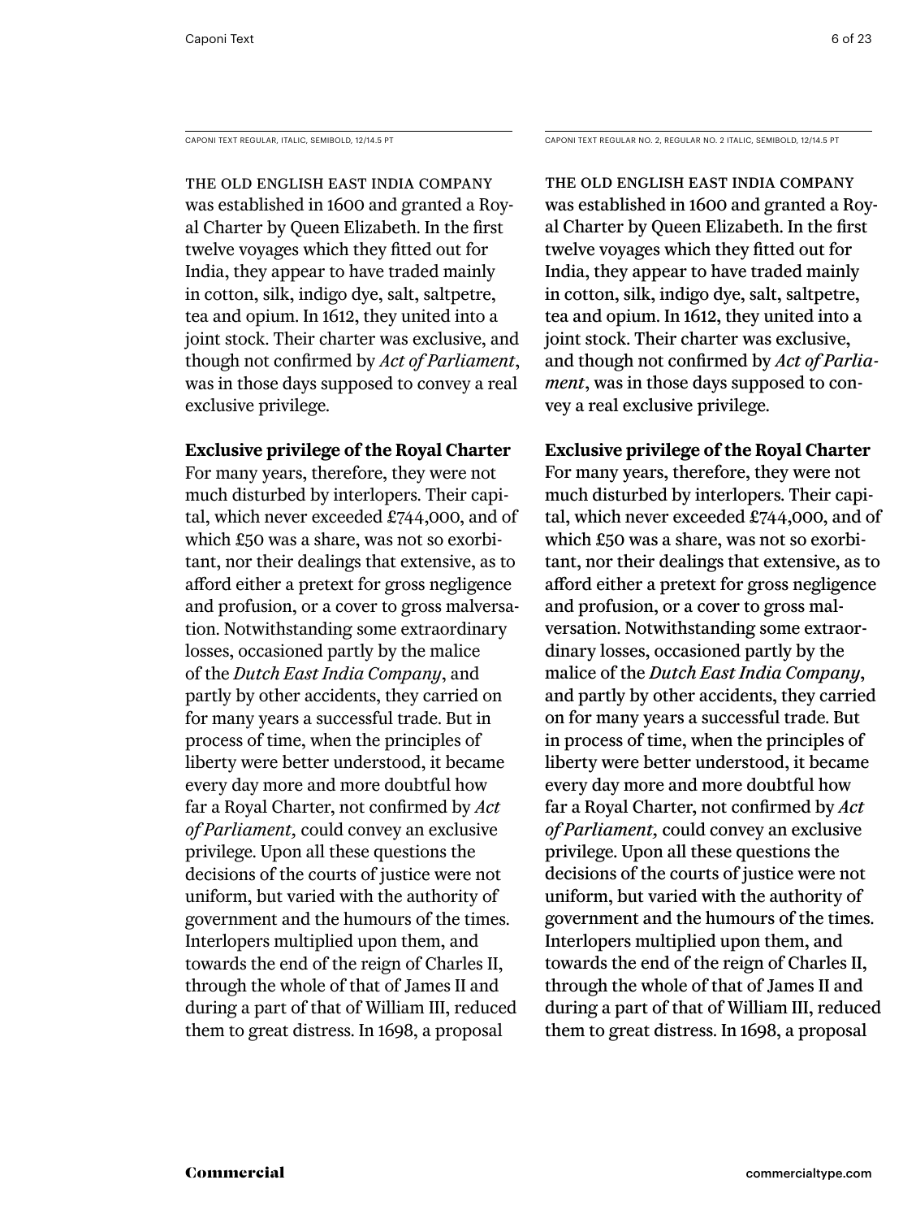CAPONI TEXT REGULAR, ITALIC, SEMIBOLD, 12/14.5 PT

THE OLD ENGLISH EAST INDIA COMPANY was established in 1600 and granted a Royal Charter by Queen Elizabeth. In the first twelve voyages which they fitted out for India, they appear to have traded mainly in cotton, silk, indigo dye, salt, saltpetre, tea and opium. In 1612, they united into a joint stock. Their charter was exclusive, and though not confirmed by *Act of Parliament*, was in those days supposed to convey a real exclusive privilege.

**Exclusive privilege of the Royal Charter**
For many years, therefore, they were not much disturbed by interlopers. Their capital, which never exceeded £744,000, and of which £50 was a share, was not so exorbitant, nor their dealings that extensive, as to afford either a pretext for gross negligence and profusion, or a cover to gross malversation. Notwithstanding some extraordinary losses, occasioned partly by the malice of the *Dutch East India Company*, and partly by other accidents, they carried on for many years a successful trade. But in process of time, when the principles of liberty were better understood, it became every day more and more doubtful how far a Royal Charter, not confirmed by *Act of Parliament,* could convey an exclusive privilege. Upon all these questions the decisions of the courts of justice were not uniform, but varied with the authority of government and the humours of the times. Interlopers multiplied upon them, and towards the end of the reign of Charles II, through the whole of that of James II and during a part of that of William III, reduced them to great distress. In 1698, a proposal

CAPONI TEXT REGULAR NO. 2, REGULAR NO. 2 ITALIC, SEMIBOLD, 12/14.5 PT

THE OLD ENGLISH EAST INDIA COMPANY was established in 1600 and granted a Royal Charter by Queen Elizabeth. In the first twelve voyages which they fitted out for India, they appear to have traded mainly in cotton, silk, indigo dye, salt, saltpetre, tea and opium. In 1612, they united into a joint stock. Their charter was exclusive, and though not confirmed by *Act of Parliament*, was in those days supposed to convey a real exclusive privilege.

**Exclusive privilege of the Royal Charter**
For many years, therefore, they were not much disturbed by interlopers. Their capital, which never exceeded £744,000, and of which £50 was a share, was not so exorbitant, nor their dealings that extensive, as to afford either a pretext for gross negligence and profusion, or a cover to gross malversation. Notwithstanding some extraordinary losses, occasioned partly by the malice of the *Dutch East India Company*, and partly by other accidents, they carried on for many years a successful trade. But in process of time, when the principles of liberty were better understood, it became every day more and more doubtful how far a Royal Charter, not confirmed by *Act of Parliament,* could convey an exclusive privilege. Upon all these questions the decisions of the courts of justice were not uniform, but varied with the authority of government and the humours of the times. Interlopers multiplied upon them, and towards the end of the reign of Charles II, through the whole of that of James II and during a part of that of William III, reduced them to great distress. In 1698, a proposal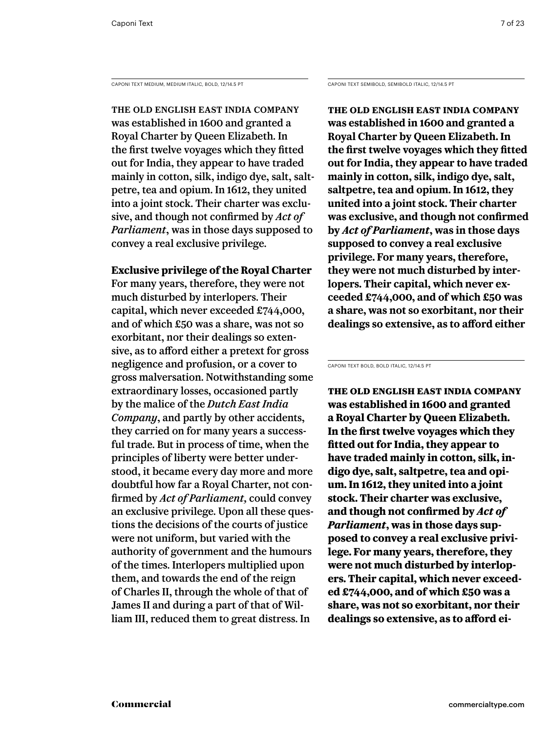CAPONI TEXT MEDIUM, MEDIUM ITALIC, BOLD, 12/14.5 PT

THE OLD ENGLISH EAST INDIA COMPANY was established in 1600 and granted a Royal Charter by Queen Elizabeth. In the first twelve voyages which they fitted out for India, they appear to have traded mainly in cotton, silk, indigo dye, salt, saltpetre, tea and opium. In 1612, they united into a joint stock. Their charter was exclusive, and though not confirmed by *Act of Parliament*, was in those days supposed to convey a real exclusive privilege.

**Exclusive privilege of the Royal Charter**
For many years, therefore, they were not much disturbed by interlopers. Their capital, which never exceeded £744,000, and of which £50 was a share, was not so exorbitant, nor their dealings so extensive, as to afford either a pretext for gross negligence and profusion, or a cover to gross malversation. Notwithstanding some extraordinary losses, occasioned partly by the malice of the *Dutch East India Company*, and partly by other accidents, they carried on for many years a successful trade. But in process of time, when the principles of liberty were better understood, it became every day more and more doubtful how far a Royal Charter, not confirmed by *Act of Parliament,* could convey an exclusive privilege. Upon all these questions the decisions of the courts of justice were not uniform, but varied with the authority of government and the humours of the times. Interlopers multiplied upon them, and towards the end of the reign of Charles II, through the whole of that of James II and during a part of that of William III, reduced them to great distress. In

CAPONI TEXT SEMIBOLD, SEMIBOLD ITALIC, 12/14.5 PT

**THE OLD ENGLISH EAST INDIA COMPANY was established in 1600 and granted a Royal Charter by Queen Elizabeth. In the first twelve voyages which they fitted out for India, they appear to have traded mainly in cotton, silk, indigo dye, salt, saltpetre, tea and opium. In 1612, they united into a joint stock. Their charter was exclusive, and though not confirmed by *Act of Parliament*, was in those days supposed to convey a real exclusive privilege. For many years, therefore, they were not much disturbed by interlopers. Their capital, which never exceeded £744,000, and of which £50 was a share, was not so exorbitant, nor their dealings so extensive, as to afford either**

CAPONI TEXT BOLD, BOLD ITALIC, 12/14.5 PT

**THE OLD ENGLISH EAST INDIA COMPANY was established in 1600 and granted a Royal Charter by Queen Elizabeth. In the first twelve voyages which they fitted out for India, they appear to have traded mainly in cotton, silk, indigo dye, salt, saltpetre, tea and opium. In 1612, they united into a joint stock. Their charter was exclusive, and though not confirmed by *Act of Parliament*, was in those days supposed to convey a real exclusive privilege. For many years, therefore, they were not much disturbed by interlopers. Their capital, which never exceeded £744,000, and of which £50 was a share, was not so exorbitant, nor their dealings so extensive, as to afford ei-**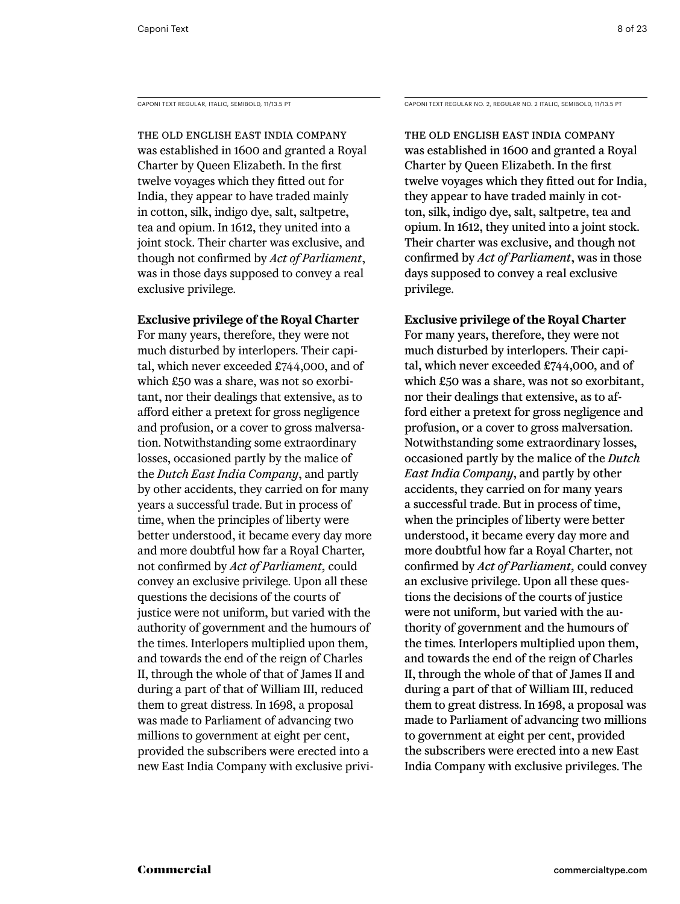CAPONI TEXT REGULAR, ITALIC, SEMIBOLD, 11/13.5 PT

THE OLD ENGLISH EAST INDIA COMPANY was established in 1600 and granted a Royal Charter by Queen Elizabeth. In the first twelve voyages which they fitted out for India, they appear to have traded mainly in cotton, silk, indigo dye, salt, saltpetre, tea and opium. In 1612, they united into a joint stock. Their charter was exclusive, and though not confirmed by *Act of Parliament*, was in those days supposed to convey a real exclusive privilege.

**Exclusive privilege of the Royal Charter**
For many years, therefore, they were not much disturbed by interlopers. Their capital, which never exceeded £744,000, and of which £50 was a share, was not so exorbitant, nor their dealings that extensive, as to afford either a pretext for gross negligence and profusion, or a cover to gross malversation. Notwithstanding some extraordinary losses, occasioned partly by the malice of the *Dutch East India Company*, and partly by other accidents, they carried on for many years a successful trade. But in process of time, when the principles of liberty were better understood, it became every day more and more doubtful how far a Royal Charter, not confirmed by *Act of Parliament*, could convey an exclusive privilege. Upon all these questions the decisions of the courts of justice were not uniform, but varied with the authority of government and the humours of the times. Interlopers multiplied upon them, and towards the end of the reign of Charles II, through the whole of that of James II and during a part of that of William III, reduced them to great distress. In 1698, a proposal was made to Parliament of advancing two millions to government at eight per cent, provided the subscribers were erected into a new East India Company with exclusive privi-

CAPONI TEXT REGULAR NO. 2, REGULAR NO. 2 ITALIC, SEMIBOLD, 11/13.5 PT

THE OLD ENGLISH EAST INDIA COMPANY was established in 1600 and granted a Royal Charter by Queen Elizabeth. In the first twelve voyages which they fitted out for India, they appear to have traded mainly in cotton, silk, indigo dye, salt, saltpetre, tea and opium. In 1612, they united into a joint stock. Their charter was exclusive, and though not confirmed by *Act of Parliament*, was in those days supposed to convey a real exclusive privilege.

**Exclusive privilege of the Royal Charter**
For many years, therefore, they were not much disturbed by interlopers. Their capital, which never exceeded £744,000, and of which £50 was a share, was not so exorbitant, nor their dealings that extensive, as to afford either a pretext for gross negligence and profusion, or a cover to gross malversation. Notwithstanding some extraordinary losses, occasioned partly by the malice of the *Dutch East India Company*, and partly by other accidents, they carried on for many years a successful trade. But in process of time, when the principles of liberty were better understood, it became every day more and more doubtful how far a Royal Charter, not confirmed by *Act of Parliament*, could convey an exclusive privilege. Upon all these questions the decisions of the courts of justice were not uniform, but varied with the authority of government and the humours of the times. Interlopers multiplied upon them, and towards the end of the reign of Charles II, through the whole of that of James II and during a part of that of William III, reduced them to great distress. In 1698, a proposal was made to Parliament of advancing two millions to government at eight per cent, provided the subscribers were erected into a new East India Company with exclusive privileges. The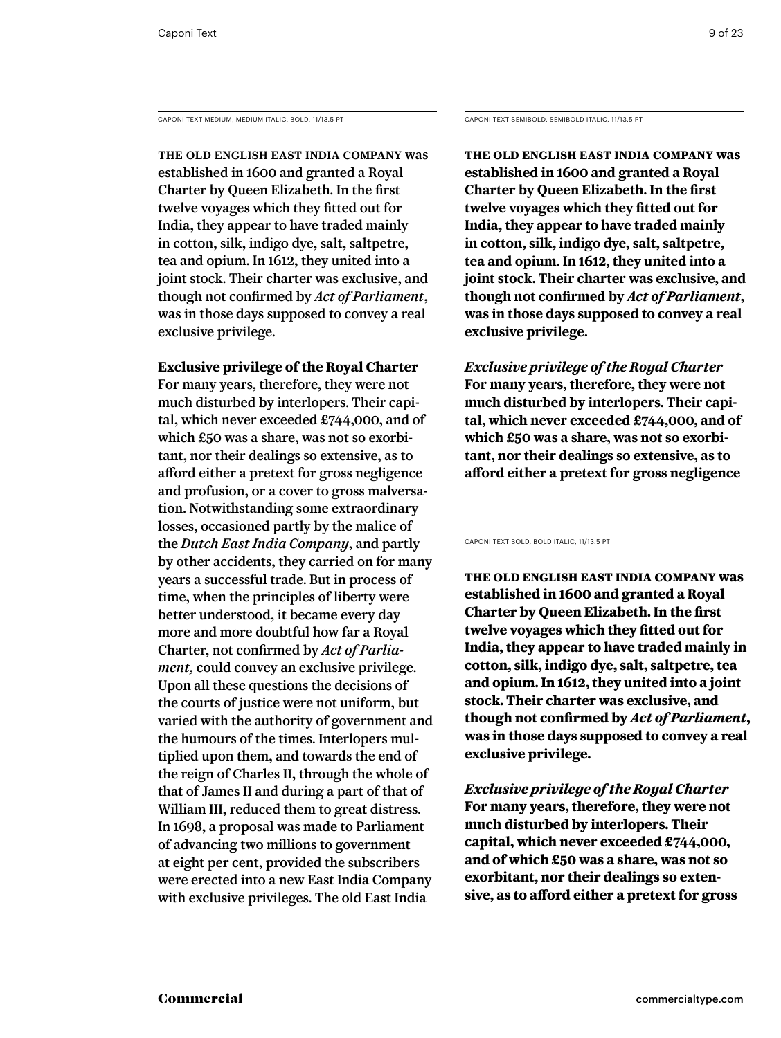CAPONI TEXT MEDIUM, MEDIUM ITALIC, BOLD, 11/13.5 PT

THE OLD ENGLISH EAST INDIA COMPANY was established in 1600 and granted a Royal Charter by Queen Elizabeth. In the first twelve voyages which they fitted out for India, they appear to have traded mainly in cotton, silk, indigo dye, salt, saltpetre, tea and opium. In 1612, they united into a joint stock. Their charter was exclusive, and though not confirmed by *Act of Parliament*, was in those days supposed to convey a real exclusive privilege.

**Exclusive privilege of the Royal Charter**
For many years, therefore, they were not much disturbed by interlopers. Their capital, which never exceeded £744,000, and of which £50 was a share, was not so exorbitant, nor their dealings so extensive, as to afford either a pretext for gross negligence and profusion, or a cover to gross malversation. Notwithstanding some extraordinary losses, occasioned partly by the malice of the *Dutch East India Company*, and partly by other accidents, they carried on for many years a successful trade. But in process of time, when the principles of liberty were better understood, it became every day more and more doubtful how far a Royal Charter, not confirmed by *Act of Parliament,* could convey an exclusive privilege. Upon all these questions the decisions of the courts of justice were not uniform, but varied with the authority of government and the humours of the times. Interlopers multiplied upon them, and towards the end of the reign of Charles II, through the whole of that of James II and during a part of that of William III, reduced them to great distress. In 1698, a proposal was made to Parliament of advancing two millions to government at eight per cent, provided the subscribers were erected into a new East India Company with exclusive privileges. The old East India

CAPONI TEXT SEMIBOLD, SEMIBOLD ITALIC, 11/13.5 PT

**THE OLD ENGLISH EAST INDIA COMPANY was established in 1600 and granted a Royal Charter by Queen Elizabeth. In the first twelve voyages which they fitted out for India, they appear to have traded mainly in cotton, silk, indigo dye, salt, saltpetre, tea and opium. In 1612, they united into a joint stock. Their charter was exclusive, and though not confirmed by *Act of Parliament*, was in those days supposed to convey a real exclusive privilege.**

***Exclusive privilege of the Royal Charter***
**For many years, therefore, they were not much disturbed by interlopers. Their capital, which never exceeded £744,000, and of which £50 was a share, was not so exorbitant, nor their dealings so extensive, as to afford either a pretext for gross negligence**

CAPONI TEXT BOLD, BOLD ITALIC, 11/13.5 PT

**THE OLD ENGLISH EAST INDIA COMPANY was established in 1600 and granted a Royal Charter by Queen Elizabeth. In the first twelve voyages which they fitted out for India, they appear to have traded mainly in cotton, silk, indigo dye, salt, saltpetre, tea and opium. In 1612, they united into a joint stock. Their charter was exclusive, and though not confirmed by *Act of Parliament*, was in those days supposed to convey a real exclusive privilege.**

***Exclusive privilege of the Royal Charter***
**For many years, therefore, they were not much disturbed by interlopers. Their capital, which never exceeded £744,000, and of which £50 was a share, was not so exorbitant, nor their dealings so extensive, as to afford either a pretext for gross**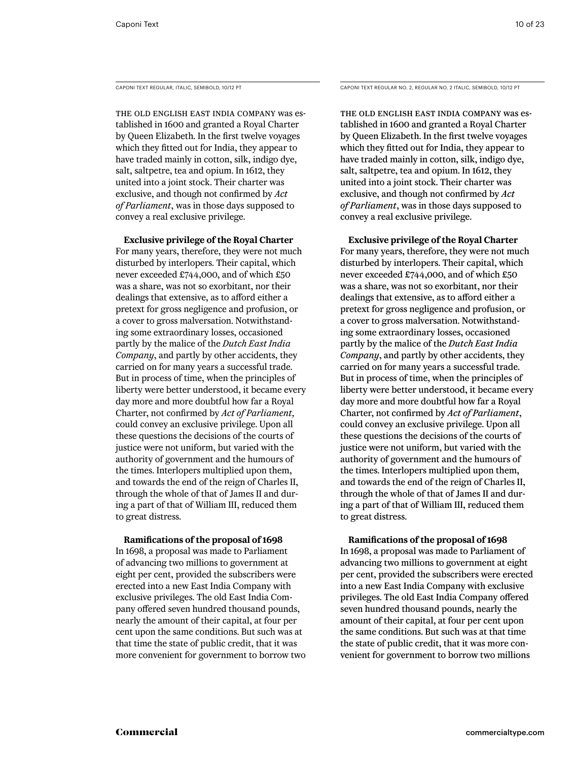CAPONI TEXT REGULAR, ITALIC, SEMIBOLD, 10/12 PT

THE OLD ENGLISH EAST INDIA COMPANY was established in 1600 and granted a Royal Charter by Queen Elizabeth. In the first twelve voyages which they fitted out for India, they appear to have traded mainly in cotton, silk, indigo dye, salt, saltpetre, tea and opium. In 1612, they united into a joint stock. Their charter was exclusive, and though not confirmed by *Act of Parliament*, was in those days supposed to convey a real exclusive privilege.

**Exclusive privilege of the Royal Charter**
For many years, therefore, they were not much disturbed by interlopers. Their capital, which never exceeded £744,000, and of which £50 was a share, was not so exorbitant, nor their dealings that extensive, as to afford either a pretext for gross negligence and profusion, or a cover to gross malversation. Notwithstanding some extraordinary losses, occasioned partly by the malice of the *Dutch East India Company*, and partly by other accidents, they carried on for many years a successful trade. But in process of time, when the principles of liberty were better understood, it became every day more and more doubtful how far a Royal Charter, not confirmed by *Act of Parliament*, could convey an exclusive privilege. Upon all these questions the decisions of the courts of justice were not uniform, but varied with the authority of government and the humours of the times. Interlopers multiplied upon them, and towards the end of the reign of Charles II, through the whole of that of James II and during a part of that of William III, reduced them to great distress.

**Ramifications of the proposal of 1698**
In 1698, a proposal was made to Parliament of advancing two millions to government at eight per cent, provided the subscribers were erected into a new East India Company with exclusive privileges. The old East India Company offered seven hundred thousand pounds, nearly the amount of their capital, at four per cent upon the same conditions. But such was at that time the state of public credit, that it was more convenient for government to borrow two

CAPONI TEXT REGULAR NO. 2, REGULAR NO. 2 ITALIC, SEMIBOLD, 10/12 PT

THE OLD ENGLISH EAST INDIA COMPANY was established in 1600 and granted a Royal Charter by Queen Elizabeth. In the first twelve voyages which they fitted out for India, they appear to have traded mainly in cotton, silk, indigo dye, salt, saltpetre, tea and opium. In 1612, they united into a joint stock. Their charter was exclusive, and though not confirmed by *Act of Parliament*, was in those days supposed to convey a real exclusive privilege.

**Exclusive privilege of the Royal Charter**
For many years, therefore, they were not much disturbed by interlopers. Their capital, which never exceeded £744,000, and of which £50 was a share, was not so exorbitant, nor their dealings that extensive, as to afford either a pretext for gross negligence and profusion, or a cover to gross malversation. Notwithstanding some extraordinary losses, occasioned partly by the malice of the *Dutch East India Company*, and partly by other accidents, they carried on for many years a successful trade. But in process of time, when the principles of liberty were better understood, it became every day more and more doubtful how far a Royal Charter, not confirmed by *Act of Parliament*, could convey an exclusive privilege. Upon all these questions the decisions of the courts of justice were not uniform, but varied with the authority of government and the humours of the times. Interlopers multiplied upon them, and towards the end of the reign of Charles II, through the whole of that of James II and during a part of that of William III, reduced them to great distress.

**Ramifications of the proposal of 1698**
In 1698, a proposal was made to Parliament of advancing two millions to government at eight per cent, provided the subscribers were erected into a new East India Company with exclusive privileges. The old East India Company offered seven hundred thousand pounds, nearly the amount of their capital, at four per cent upon the same conditions. But such was at that time the state of public credit, that it was more convenient for government to borrow two millions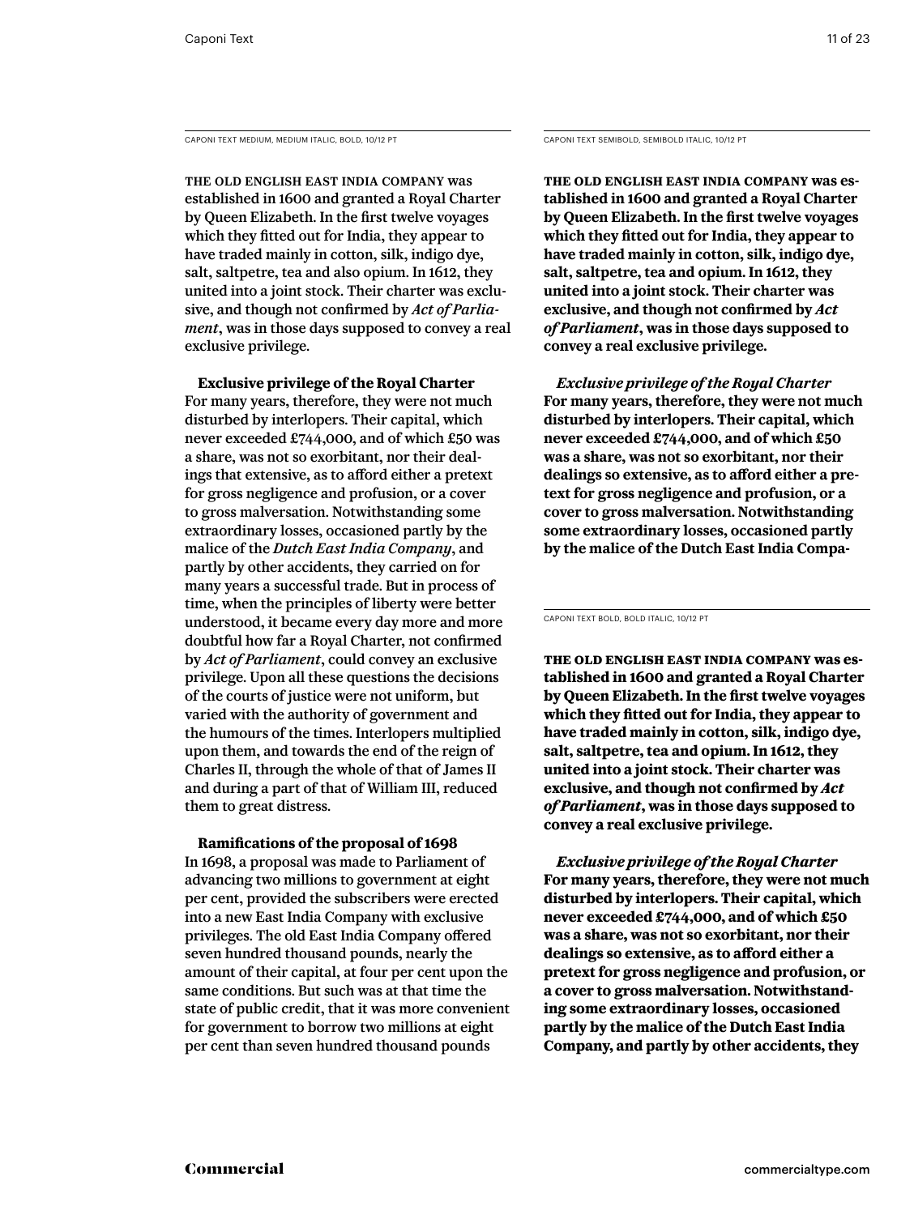CAPONI TEXT MEDIUM, MEDIUM ITALIC, BOLD, 10/12 PT

THE OLD ENGLISH EAST INDIA COMPANY was established in 1600 and granted a Royal Charter by Queen Elizabeth. In the first twelve voyages which they fitted out for India, they appear to have traded mainly in cotton, silk, indigo dye, salt, saltpetre, tea and also opium. In 1612, they united into a joint stock. Their charter was exclusive, and though not confirmed by *Act of Parliament*, was in those days supposed to convey a real exclusive privilege.

**Exclusive privilege of the Royal Charter**
For many years, therefore, they were not much disturbed by interlopers. Their capital, which never exceeded £744,000, and of which £50 was a share, was not so exorbitant, nor their dealings that extensive, as to afford either a pretext for gross negligence and profusion, or a cover to gross malversation. Notwithstanding some extraordinary losses, occasioned partly by the malice of the *Dutch East India Company*, and partly by other accidents, they carried on for many years a successful trade. But in process of time, when the principles of liberty were better understood, it became every day more and more doubtful how far a Royal Charter, not confirmed by *Act of Parliament*, could convey an exclusive privilege. Upon all these questions the decisions of the courts of justice were not uniform, but varied with the authority of government and the humours of the times. Interlopers multiplied upon them, and towards the end of the reign of Charles II, through the whole of that of James II and during a part of that of William III, reduced them to great distress.

**Ramifications of the proposal of 1698**
In 1698, a proposal was made to Parliament of advancing two millions to government at eight per cent, provided the subscribers were erected into a new East India Company with exclusive privileges. The old East India Company offered seven hundred thousand pounds, nearly the amount of their capital, at four per cent upon the same conditions. But such was at that time the state of public credit, that it was more convenient for government to borrow two millions at eight per cent than seven hundred thousand pounds

CAPONI TEXT SEMIBOLD, SEMIBOLD ITALIC, 10/12 PT

**THE OLD ENGLISH EAST INDIA COMPANY was established in 1600 and granted a Royal Charter by Queen Elizabeth. In the first twelve voyages which they fitted out for India, they appear to have traded mainly in cotton, silk, indigo dye, salt, saltpetre, tea and opium. In 1612, they united into a joint stock. Their charter was exclusive, and though not confirmed by *Act of Parliament*, was in those days supposed to convey a real exclusive privilege.**

***Exclusive privilege of the Royal Charter***
**For many years, therefore, they were not much disturbed by interlopers. Their capital, which never exceeded £744,000, and of which £50 was a share, was not so exorbitant, nor their dealings so extensive, as to afford either a pretext for gross negligence and profusion, or a cover to gross malversation. Notwithstanding some extraordinary losses, occasioned partly by the malice of the Dutch East India Compa-**

CAPONI TEXT BOLD, BOLD ITALIC, 10/12 PT

**THE OLD ENGLISH EAST INDIA COMPANY was established in 1600 and granted a Royal Charter by Queen Elizabeth. In the first twelve voyages which they fitted out for India, they appear to have traded mainly in cotton, silk, indigo dye, salt, saltpetre, tea and opium. In 1612, they united into a joint stock. Their charter was exclusive, and though not confirmed by *Act of Parliament*, was in those days supposed to convey a real exclusive privilege.**

***Exclusive privilege of the Royal Charter***
**For many years, therefore, they were not much disturbed by interlopers. Their capital, which never exceeded £744,000, and of which £50 was a share, was not so exorbitant, nor their dealings so extensive, as to afford either a pretext for gross negligence and profusion, or a cover to gross malversation. Notwithstanding some extraordinary losses, occasioned partly by the malice of the Dutch East India Company, and partly by other accidents, they**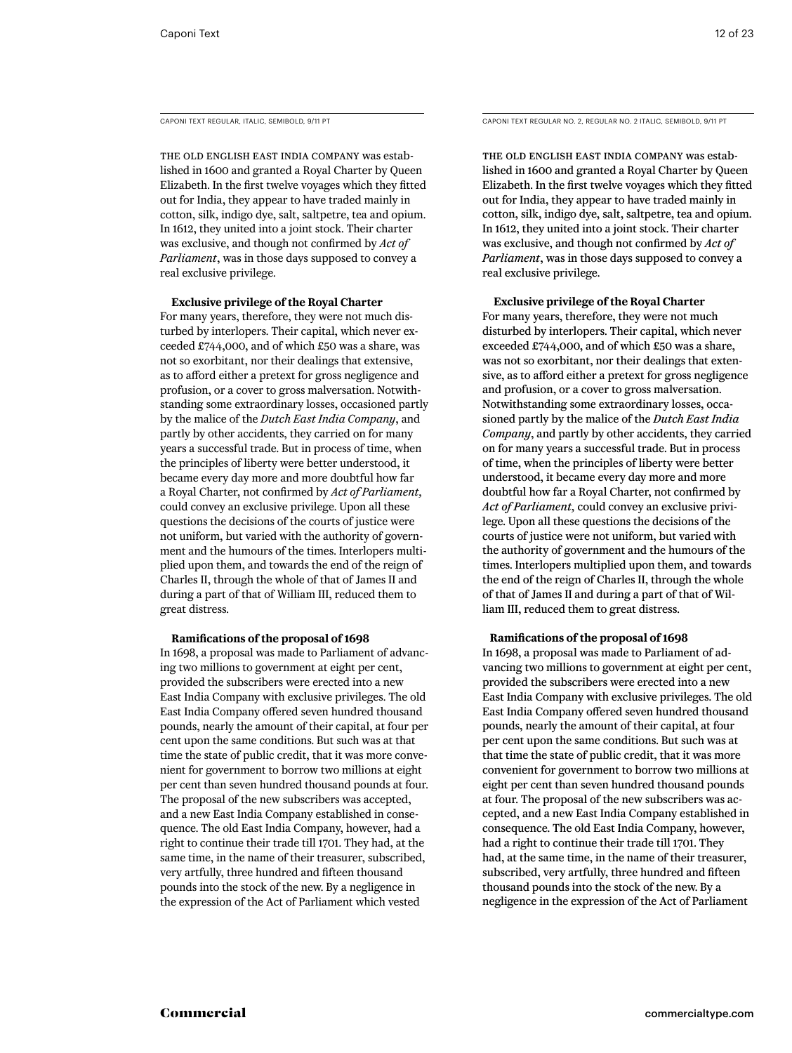CAPONI TEXT REGULAR, ITALIC, SEMIBOLD, 9/11 PT

THE OLD ENGLISH EAST INDIA COMPANY was established in 1600 and granted a Royal Charter by Queen Elizabeth. In the first twelve voyages which they fitted out for India, they appear to have traded mainly in cotton, silk, indigo dye, salt, saltpetre, tea and opium. In 1612, they united into a joint stock. Their charter was exclusive, and though not confirmed by *Act of Parliament*, was in those days supposed to convey a real exclusive privilege.

**Exclusive privilege of the Royal Charter**
For many years, therefore, they were not much disturbed by interlopers. Their capital, which never exceeded £744,000, and of which £50 was a share, was not so exorbitant, nor their dealings that extensive, as to afford either a pretext for gross negligence and profusion, or a cover to gross malversation. Notwithstanding some extraordinary losses, occasioned partly by the malice of the *Dutch East India Company*, and partly by other accidents, they carried on for many years a successful trade. But in process of time, when the principles of liberty were better understood, it became every day more and more doubtful how far a Royal Charter, not confirmed by *Act of Parliament*, could convey an exclusive privilege. Upon all these questions the decisions of the courts of justice were not uniform, but varied with the authority of government and the humours of the times. Interlopers multiplied upon them, and towards the end of the reign of Charles II, through the whole of that of James II and during a part of that of William III, reduced them to great distress.

**Ramifications of the proposal of 1698**
In 1698, a proposal was made to Parliament of advancing two millions to government at eight per cent, provided the subscribers were erected into a new East India Company with exclusive privileges. The old East India Company offered seven hundred thousand pounds, nearly the amount of their capital, at four per cent upon the same conditions. But such was at that time the state of public credit, that it was more convenient for government to borrow two millions at eight per cent than seven hundred thousand pounds at four. The proposal of the new subscribers was accepted, and a new East India Company established in consequence. The old East India Company, however, had a right to continue their trade till 1701. They had, at the same time, in the name of their treasurer, subscribed, very artfully, three hundred and fifteen thousand pounds into the stock of the new. By a negligence in the expression of the Act of Parliament which vested

CAPONI TEXT REGULAR NO. 2, REGULAR NO. 2 ITALIC, SEMIBOLD, 9/11 PT

THE OLD ENGLISH EAST INDIA COMPANY was established in 1600 and granted a Royal Charter by Queen Elizabeth. In the first twelve voyages which they fitted out for India, they appear to have traded mainly in cotton, silk, indigo dye, salt, saltpetre, tea and opium. In 1612, they united into a joint stock. Their charter was exclusive, and though not confirmed by *Act of Parliament*, was in those days supposed to convey a real exclusive privilege.

**Exclusive privilege of the Royal Charter**
For many years, therefore, they were not much disturbed by interlopers. Their capital, which never exceeded £744,000, and of which £50 was a share, was not so exorbitant, nor their dealings that extensive, as to afford either a pretext for gross negligence and profusion, or a cover to gross malversation. Notwithstanding some extraordinary losses, occasioned partly by the malice of the *Dutch East India Company*, and partly by other accidents, they carried on for many years a successful trade. But in process of time, when the principles of liberty were better understood, it became every day more and more doubtful how far a Royal Charter, not confirmed by *Act of Parliament*, could convey an exclusive privilege. Upon all these questions the decisions of the courts of justice were not uniform, but varied with the authority of government and the humours of the times. Interlopers multiplied upon them, and towards the end of the reign of Charles II, through the whole of that of James II and during a part of that of William III, reduced them to great distress.

**Ramifications of the proposal of 1698**
In 1698, a proposal was made to Parliament of advancing two millions to government at eight per cent, provided the subscribers were erected into a new East India Company with exclusive privileges. The old East India Company offered seven hundred thousand pounds, nearly the amount of their capital, at four per cent upon the same conditions. But such was at that time the state of public credit, that it was more convenient for government to borrow two millions at eight per cent than seven hundred thousand pounds at four. The proposal of the new subscribers was accepted, and a new East India Company established in consequence. The old East India Company, however, had a right to continue their trade till 1701. They had, at the same time, in the name of their treasurer, subscribed, very artfully, three hundred and fifteen thousand pounds into the stock of the new. By a negligence in the expression of the Act of Parliament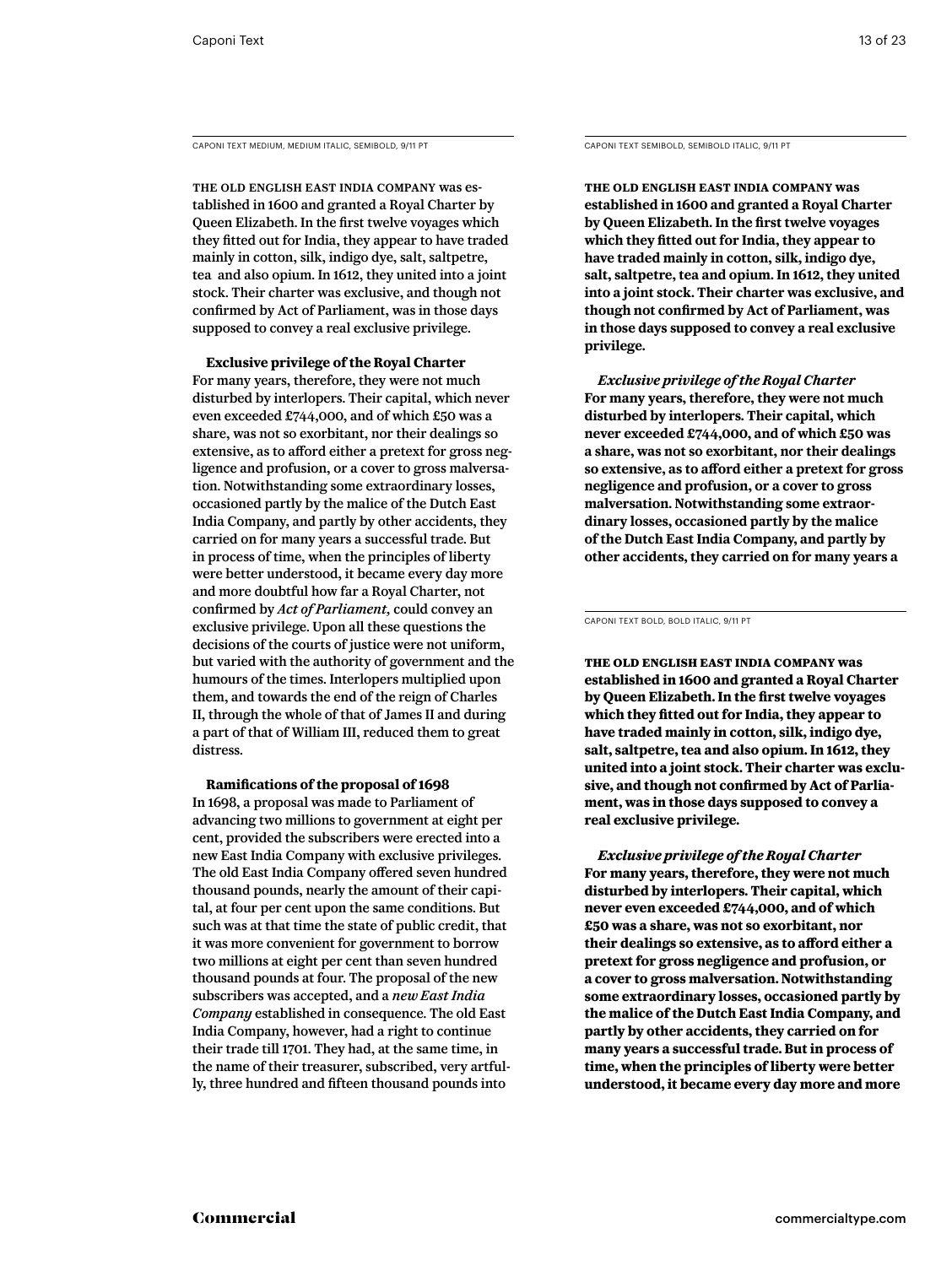CAPONI TEXT MEDIUM, MEDIUM ITALIC, SEMIBOLD, 9/11 PT

THE OLD ENGLISH EAST INDIA COMPANY was established in 1600 and granted a Royal Charter by Queen Elizabeth. In the first twelve voyages which they fitted out for India, they appear to have traded mainly in cotton, silk, indigo dye, salt, saltpetre, tea and also opium. In 1612, they united into a joint stock. Their charter was exclusive, and though not confirmed by Act of Parliament, was in those days supposed to convey a real exclusive privilege.

**Exclusive privilege of the Royal Charter**
For many years, therefore, they were not much disturbed by interlopers. Their capital, which never even exceeded £744,000, and of which £50 was a share, was not so exorbitant, nor their dealings so extensive, as to afford either a pretext for gross negligence and profusion, or a cover to gross malversation. Notwithstanding some extraordinary losses, occasioned partly by the malice of the Dutch East India Company, and partly by other accidents, they carried on for many years a successful trade. But in process of time, when the principles of liberty were better understood, it became every day more and more doubtful how far a Royal Charter, not confirmed by *Act of Parliament*, could convey an exclusive privilege. Upon all these questions the decisions of the courts of justice were not uniform, but varied with the authority of government and the humours of the times. Interlopers multiplied upon them, and towards the end of the reign of Charles II, through the whole of that of James II and during a part of that of William III, reduced them to great distress.

**Ramifications of the proposal of 1698**
In 1698, a proposal was made to Parliament of advancing two millions to government at eight per cent, provided the subscribers were erected into a new East India Company with exclusive privileges. The old East India Company offered seven hundred thousand pounds, nearly the amount of their capital, at four per cent upon the same conditions. But such was at that time the state of public credit, that it was more convenient for government to borrow two millions at eight per cent than seven hundred thousand pounds at four. The proposal of the new subscribers was accepted, and a *new East India Company* established in consequence. The old East India Company, however, had a right to continue their trade till 1701. They had, at the same time, in the name of their treasurer, subscribed, very artfully, three hundred and fifteen thousand pounds into

CAPONI TEXT SEMIBOLD, SEMIBOLD ITALIC, 9/11 PT

**THE OLD ENGLISH EAST INDIA COMPANY was established in 1600 and granted a Royal Charter by Queen Elizabeth. In the first twelve voyages which they fitted out for India, they appear to have traded mainly in cotton, silk, indigo dye, salt, saltpetre, tea and opium. In 1612, they united into a joint stock. Their charter was exclusive, and though not confirmed by Act of Parliament, was in those days supposed to convey a real exclusive privilege.**

***Exclusive privilege of the Royal Charter***
**For many years, therefore, they were not much disturbed by interlopers. Their capital, which never exceeded £744,000, and of which £50 was a share, was not so exorbitant, nor their dealings so extensive, as to afford either a pretext for gross negligence and profusion, or a cover to gross malversation. Notwithstanding some extraordinary losses, occasioned partly by the malice of the Dutch East India Company, and partly by other accidents, they carried on for many years a**

CAPONI TEXT BOLD, BOLD ITALIC, 9/11 PT

**THE OLD ENGLISH EAST INDIA COMPANY was established in 1600 and granted a Royal Charter by Queen Elizabeth. In the first twelve voyages which they fitted out for India, they appear to have traded mainly in cotton, silk, indigo dye, salt, saltpetre, tea and also opium. In 1612, they united into a joint stock. Their charter was exclusive, and though not confirmed by Act of Parliament, was in those days supposed to convey a real exclusive privilege.**

***Exclusive privilege of the Royal Charter***
**For many years, therefore, they were not much disturbed by interlopers. Their capital, which never even exceeded £744,000, and of which £50 was a share, was not so exorbitant, nor their dealings so extensive, as to afford either a pretext for gross negligence and profusion, or a cover to gross malversation. Notwithstanding some extraordinary losses, occasioned partly by the malice of the Dutch East India Company, and partly by other accidents, they carried on for many years a successful trade. But in process of time, when the principles of liberty were better understood, it became every day more and more**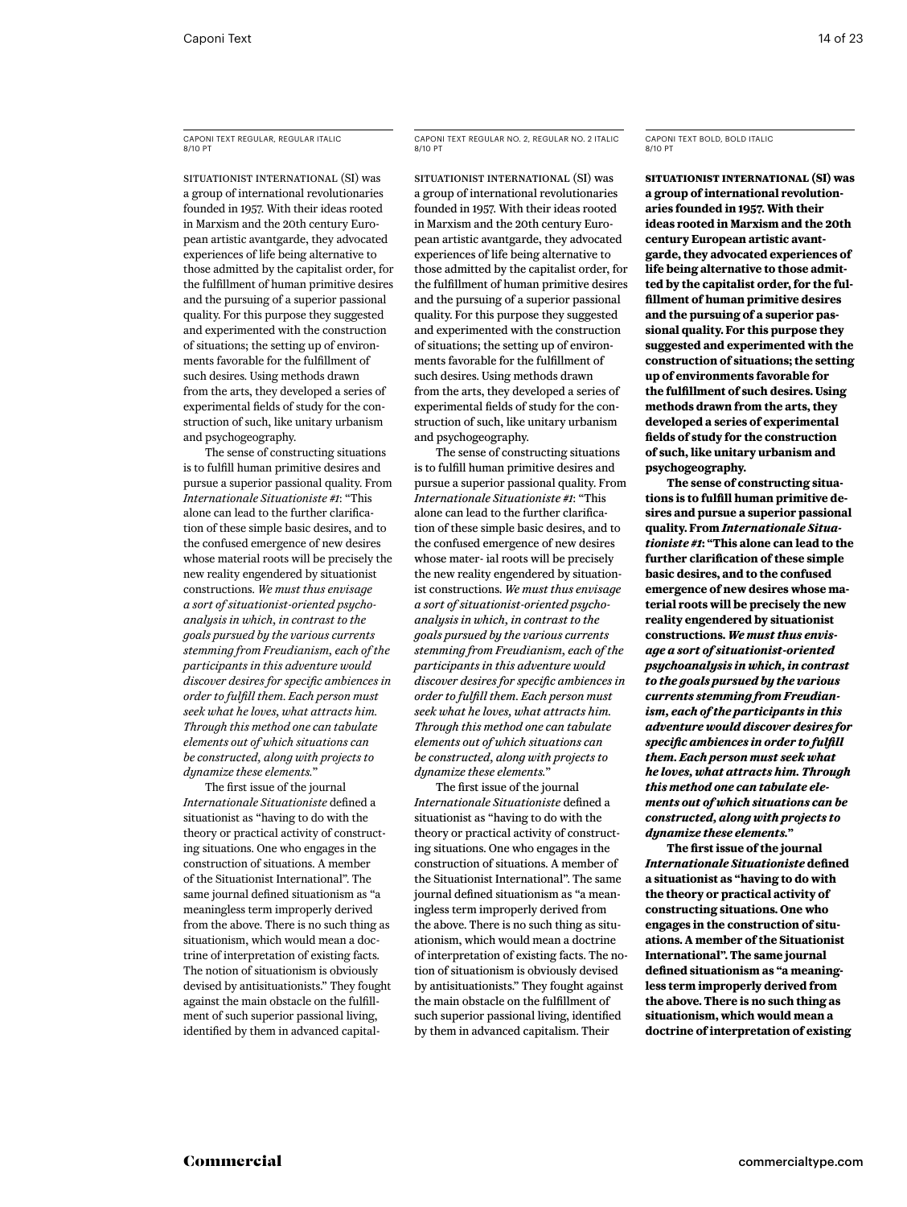CAPONI TEXT REGULAR, REGULAR ITALIC
8/10 PT

SITUATIONIST INTERNATIONAL (SI) was a group of international revolutionaries founded in 1957. With their ideas rooted in Marxism and the 20th century European artistic avantgarde, they advocated experiences of life being alternative to those admitted by the capitalist order, for the fulfillment of human primitive desires and the pursuing of a superior passional quality. For this purpose they suggested and experimented with the construction of situations; the setting up of environments favorable for the fulfillment of such desires. Using methods drawn from the arts, they developed a series of experimental fields of study for the construction of such, like unitary urbanism and psychogeography.

The sense of constructing situations is to fulfill human primitive desires and pursue a superior passional quality. From *Internationale Situationiste #1*: "This alone can lead to the further clarification of these simple basic desires, and to the confused emergence of new desires whose material roots will be precisely the new reality engendered by situationist constructions. *We must thus envisage a sort of situationist-oriented psychoanalysis in which, in contrast to the goals pursued by the various currents stemming from Freudianism, each of the participants in this adventure would discover desires for specific ambiences in order to fulfill them. Each person must seek what he loves, what attracts him. Through this method one can tabulate elements out of which situations can be constructed, along with projects to dynamize these elements.*"

The first issue of the journal *Internationale Situationiste* defined a situationist as "having to do with the theory or practical activity of constructing situations. One who engages in the construction of situations. A member of the Situationist International". The same journal defined situationism as "a meaningless term improperly derived from the above. There is no such thing as situationism, which would mean a doctrine of interpretation of existing facts. The notion of situationism is obviously devised by antisituationists." They fought against the main obstacle on the fulfillment of such superior passional living, identified by them in advanced capital-

CAPONI TEXT REGULAR NO. 2, REGULAR NO. 2 ITALIC
8/10 PT

SITUATIONIST INTERNATIONAL (SI) was a group of international revolutionaries founded in 1957. With their ideas rooted in Marxism and the 20th century European artistic avantgarde, they advocated experiences of life being alternative to those admitted by the capitalist order, for the fulfillment of human primitive desires and the pursuing of a superior passional quality. For this purpose they suggested and experimented with the construction of situations; the setting up of environments favorable for the fulfillment of such desires. Using methods drawn from the arts, they developed a series of experimental fields of study for the construction of such, like unitary urbanism and psychogeography.

The sense of constructing situations is to fulfill human primitive desires and pursue a superior passional quality. From *Internationale Situationiste #1*: "This alone can lead to the further clarification of these simple basic desires, and to the confused emergence of new desires whose mater- ial roots will be precisely the new reality engendered by situationist constructions. *We must thus envisage a sort of situationist-oriented psychoanalysis in which, in contrast to the goals pursued by the various currents stemming from Freudianism, each of the participants in this adventure would discover desires for specific ambiences in order to fulfill them. Each person must seek what he loves, what attracts him. Through this method one can tabulate elements out of which situations can be constructed, along with projects to dynamize these elements.*"

The first issue of the journal *Internationale Situationiste* defined a situationist as "having to do with the theory or practical activity of constructing situations. One who engages in the construction of situations. A member of the Situationist International". The same journal defined situationism as "a meaningless term improperly derived from the above. There is no such thing as situationism, which would mean a doctrine of interpretation of existing facts. The notion of situationism is obviously devised by antisituationists." They fought against the main obstacle on the fulfillment of such superior passional living, identified by them in advanced capitalism. Their

CAPONI TEXT BOLD, BOLD ITALIC
8/10 PT

**SITUATIONIST INTERNATIONAL (SI) was a group of international revolutionaries founded in 1957. With their ideas rooted in Marxism and the 20th century European artistic avantgarde, they advocated experiences of life being alternative to those admitted by the capitalist order, for the fulfillment of human primitive desires and the pursuing of a superior passional quality. For this purpose they suggested and experimented with the construction of situations; the setting up of environments favorable for the fulfillment of such desires. Using methods drawn from the arts, they developed a series of experimental fields of study for the construction of such, like unitary urbanism and psychogeography.**

**The sense of constructing situations is to fulfill human primitive desires and pursue a superior passional quality. From *Internationale Situationiste #1*: "This alone can lead to the further clarification of these simple basic desires, and to the confused emergence of new desires whose material roots will be precisely the new reality engendered by situationist constructions. *We must thus envisage a sort of situationist-oriented psychoanalysis in which, in contrast to the goals pursued by the various currents stemming from Freudianism, each of the participants in this adventure would discover desires for specific ambiences in order to fulfill them. Each person must seek what he loves, what attracts him. Through this method one can tabulate elements out of which situations can be constructed, along with projects to dynamize these elements.*"**

**The first issue of the journal *Internationale Situationiste* defined a situationist as "having to do with the theory or practical activity of constructing situations. One who engages in the construction of situations. A member of the Situationist International". The same journal defined situationism as "a meaningless term improperly derived from the above. There is no such thing as situationism, which would mean a doctrine of interpretation of existing**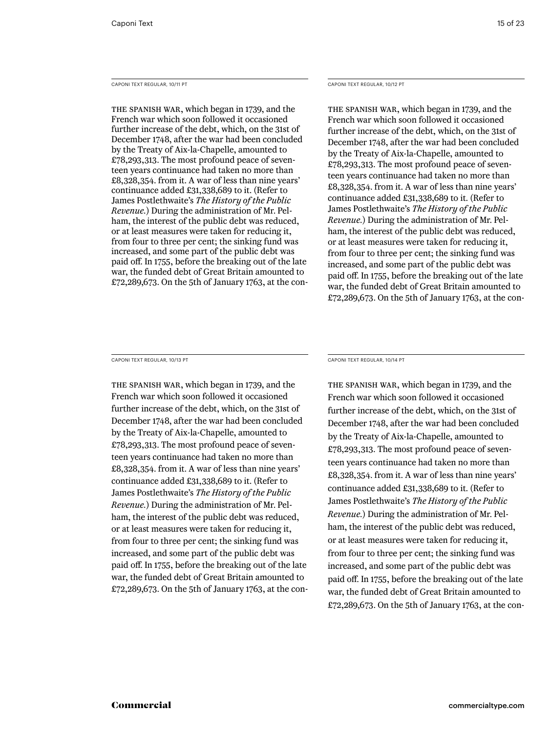CAPONI TEXT REGULAR, 10/11 PT

THE SPANISH WAR, which began in 1739, and the French war which soon followed it occasioned further increase of the debt, which, on the 31st of December 1748, after the war had been concluded by the Treaty of Aix-la-Chapelle, amounted to £78,293,313. The most profound peace of seventeen years continuance had taken no more than £8,328,354. from it. A war of less than nine years' continuance added £31,338,689 to it. (Refer to James Postlethwaite's *The History of the Public Revenue.*) During the administration of Mr. Pelham, the interest of the public debt was reduced, or at least measures were taken for reducing it, from four to three per cent; the sinking fund was increased, and some part of the public debt was paid off. In 1755, before the breaking out of the late war, the funded debt of Great Britain amounted to £72,289,673. On the 5th of January 1763, at the con-

CAPONI TEXT REGULAR, 10/12 PT

THE SPANISH WAR, which began in 1739, and the French war which soon followed it occasioned further increase of the debt, which, on the 31st of December 1748, after the war had been concluded by the Treaty of Aix-la-Chapelle, amounted to £78,293,313. The most profound peace of seventeen years continuance had taken no more than £8,328,354. from it. A war of less than nine years' continuance added £31,338,689 to it. (Refer to James Postlethwaite's *The History of the Public Revenue.*) During the administration of Mr. Pelham, the interest of the public debt was reduced, or at least measures were taken for reducing it, from four to three per cent; the sinking fund was increased, and some part of the public debt was paid off. In 1755, before the breaking out of the late war, the funded debt of Great Britain amounted to £72,289,673. On the 5th of January 1763, at the con-

CAPONI TEXT REGULAR, 10/13 PT

THE SPANISH WAR, which began in 1739, and the French war which soon followed it occasioned further increase of the debt, which, on the 31st of December 1748, after the war had been concluded by the Treaty of Aix-la-Chapelle, amounted to £78,293,313. The most profound peace of seventeen years continuance had taken no more than £8,328,354. from it. A war of less than nine years' continuance added £31,338,689 to it. (Refer to James Postlethwaite's *The History of the Public Revenue.*) During the administration of Mr. Pelham, the interest of the public debt was reduced, or at least measures were taken for reducing it, from four to three per cent; the sinking fund was increased, and some part of the public debt was paid off. In 1755, before the breaking out of the late war, the funded debt of Great Britain amounted to £72,289,673. On the 5th of January 1763, at the con-

CAPONI TEXT REGULAR, 10/14 PT

THE SPANISH WAR, which began in 1739, and the French war which soon followed it occasioned further increase of the debt, which, on the 31st of December 1748, after the war had been concluded by the Treaty of Aix-la-Chapelle, amounted to £78,293,313. The most profound peace of seventeen years continuance had taken no more than £8,328,354. from it. A war of less than nine years' continuance added £31,338,689 to it. (Refer to James Postlethwaite's *The History of the Public Revenue.*) During the administration of Mr. Pelham, the interest of the public debt was reduced, or at least measures were taken for reducing it, from four to three per cent; the sinking fund was increased, and some part of the public debt was paid off. In 1755, before the breaking out of the late war, the funded debt of Great Britain amounted to £72,289,673. On the 5th of January 1763, at the con-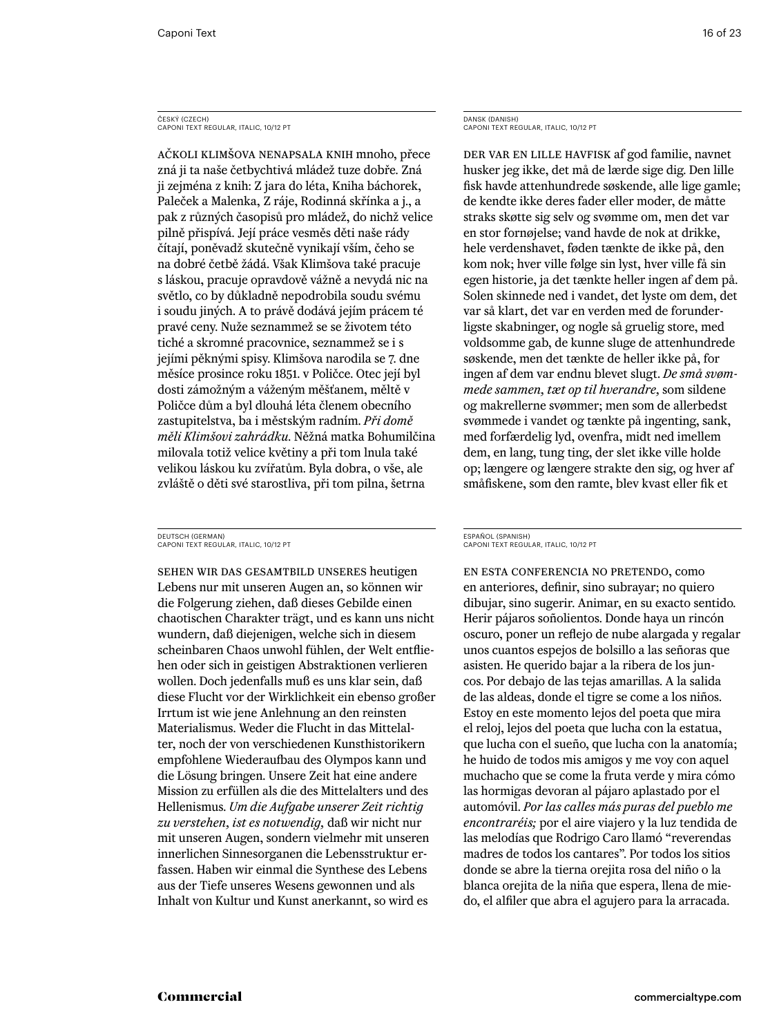ČESKÝ (CZECH)
CAPONI TEXT REGULAR, ITALIC, 10/12 PT

AČKOLI KLIMŠOVA NENAPSALA KNIH mnoho, přece zná ji ta naše četbychtivá mládež tuze dobře. Zná ji zejména z knih: Z jara do léta, Kniha báchorek, Paleček a Malenka, Z ráje, Rodinná skřínka a j., a pak z různých časopisů pro mládež, do nichž velice pilně přispívá. Její práce vesměs děti naše rády čítají, poněvadž skutečně vynikají vším, čeho se na dobré četbě žádá. Však Klimšova také pracuje s láskou, pracuje opravdově vážně a nevydá nic na světlo, co by důkladně nepodrobila soudu svému i soudu jiných. A to právě dodává jejím prácem té pravé ceny. Nuže seznammež se se životem této tiché a skromné pracovnice, seznammež se i s jejími pěknými spisy. Klimšova narodila se 7. dne měsíce prosince roku 1851. v Poličce. Otec její byl dosti zámožným a váženým měšťanem, měltě v Poličce dům a byl dlouhá léta členem obecního zastupitelstva, ba i městským radním. *Při domě měli Klimšovi zahrádku.* Něžná matka Bohumilčina milovala totiž velice květiny a při tom lnula také velikou láskou ku zvířatům. Byla dobra, o vše, ale zvláště o děti své starostliva, při tom pilna, šetrna

DANSK (DANISH)
CAPONI TEXT REGULAR, ITALIC, 10/12 PT

DER VAR EN LILLE HAVFISK af god familie, navnet husker jeg ikke, det må de lærde sige dig. Den lille fisk havde attenhundrede søskende, alle lige gamle; de kendte ikke deres fader eller moder, de måtte straks skøtte sig selv og svømme om, men det var en stor fornøjelse; vand havde de nok at drikke, hele verdenshavet, føden tænkte de ikke på, den kom nok; hver ville følge sin lyst, hver ville få sin egen historie, ja det tænkte heller ingen af dem på. Solen skinnede ned i vandet, det lyste om dem, det var så klart, det var en verden med de forunderligste skabninger, og nogle så gruelig store, med voldsomme gab, de kunne sluge de attenhundrede søskende, men det tænkte de heller ikke på, for ingen af dem var endnu blevet slugt. *De små svømmede sammen, tæt op til hverandre,* som sildene og makrellerne svømmer; men som de allerbedst svømmede i vandet og tænkte på ingenting, sank, med forfærdelig lyd, ovenfra, midt ned imellem dem, en lang, tung ting, der slet ikke ville holde op; længere og længere strakte den sig, og hver af småfiskene, som den ramte, blev kvast eller fik et

DEUTSCH (GERMAN)
CAPONI TEXT REGULAR, ITALIC, 10/12 PT

SEHEN WIR DAS GESAMTBILD UNSERES heutigen Lebens nur mit unseren Augen an, so können wir die Folgerung ziehen, daß dieses Gebilde einen chaotischen Charakter trägt, und es kann uns nicht wundern, daß diejenigen, welche sich in diesem scheinbaren Chaos unwohl fühlen, der Welt entfliehen oder sich in geistigen Abstraktionen verlieren wollen. Doch jedenfalls muß es uns klar sein, daß diese Flucht vor der Wirklichkeit ein ebenso großer Irrtum ist wie jene Anlehnung an den reinsten Materialismus. Weder die Flucht in das Mittelalter, noch der von verschiedenen Kunsthistorikern empfohlene Wiederaufbau des Olympos kann und die Lösung bringen. Unsere Zeit hat eine andere Mission zu erfüllen als die des Mittelalters und des Hellenismus. *Um die Aufgabe unserer Zeit richtig zu verstehen, ist es notwendig,* daß wir nicht nur mit unseren Augen, sondern vielmehr mit unseren innerlichen Sinnesorganen die Lebensstruktur erfassen. Haben wir einmal die Synthese des Lebens aus der Tiefe unseres Wesens gewonnen und als Inhalt von Kultur und Kunst anerkannt, so wird es

ESPAÑOL (SPANISH)
CAPONI TEXT REGULAR, ITALIC, 10/12 PT

EN ESTA CONFERENCIA NO PRETENDO, como en anteriores, definir, sino subrayar; no quiero dibujar, sino sugerir. Animar, en su exacto sentido. Herir pájaros soñolientos. Donde haya un rincón oscuro, poner un reflejo de nube alargada y regalar unos cuantos espejos de bolsillo a las señoras que asisten. He querido bajar a la ribera de los juncos. Por debajo de las tejas amarillas. A la salida de las aldeas, donde el tigre se come a los niños. Estoy en este momento lejos del poeta que mira el reloj, lejos del poeta que lucha con la estatua, que lucha con el sueño, que lucha con la anatomía; he huido de todos mis amigos y me voy con aquel muchacho que se come la fruta verde y mira cómo las hormigas devoran al pájaro aplastado por el automóvil. *Por las calles más puras del pueblo me encontraréis;* por el aire viajero y la luz tendida de las melodías que Rodrigo Caro llamó "reverendas madres de todos los cantares". Por todos los sitios donde se abre la tierna orejita rosa del niño o la blanca orejita de la niña que espera, llena de miedo, el alfiler que abra el agujero para la arracada.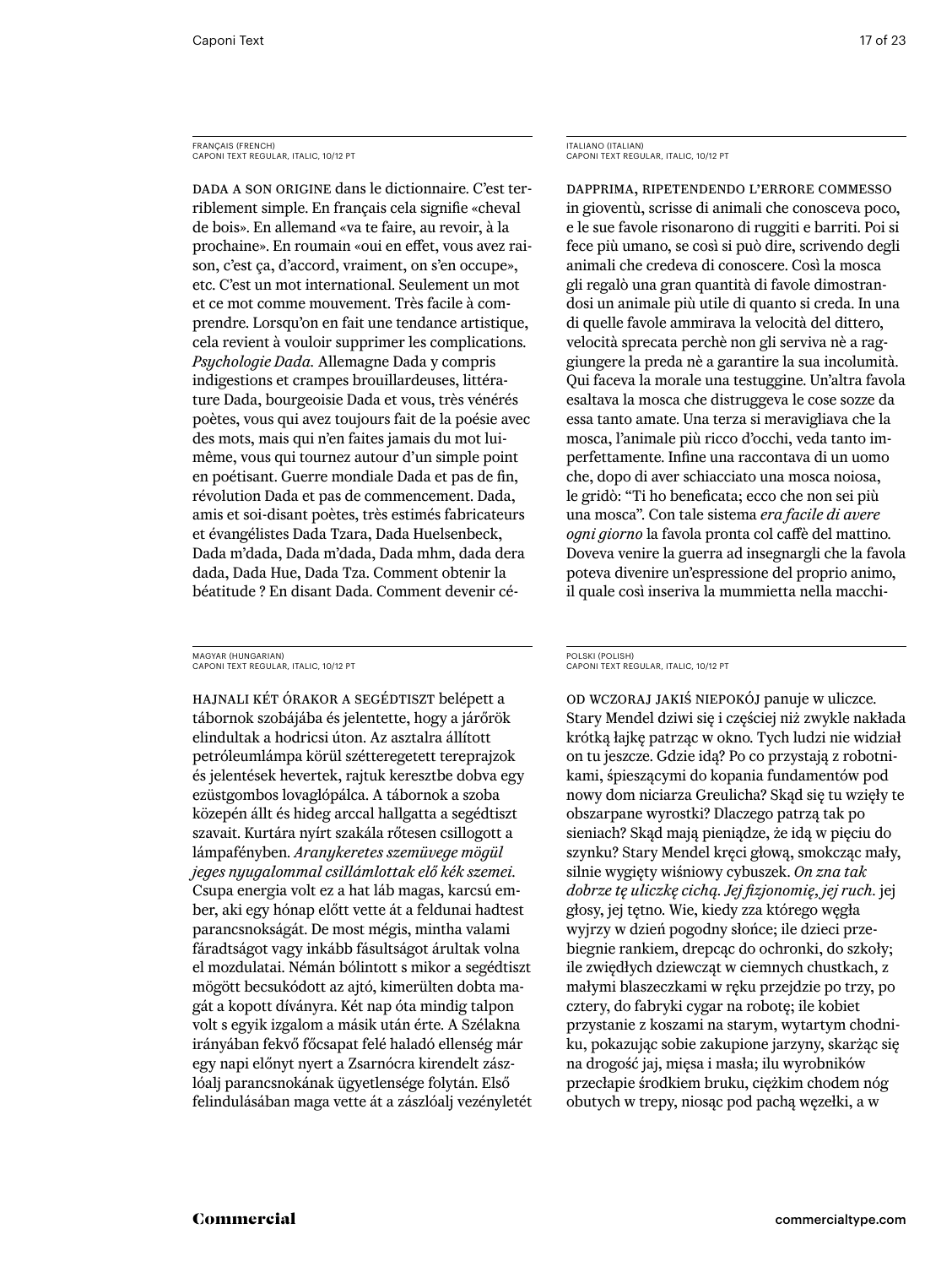FRANÇAIS (FRENCH)
CAPONI TEXT REGULAR, ITALIC, 10/12 PT

DADA A SON ORIGINE dans le dictionnaire. C'est terriblement simple. En français cela signifie «cheval de bois». En allemand «va te faire, au revoir, à la prochaine». En roumain «oui en effet, vous avez raison, c'est ça, d'accord, vraiment, on s'en occupe», etc. C'est un mot international. Seulement un mot et ce mot comme mouvement. Très facile à comprendre. Lorsqu'on en fait une tendance artistique, cela revient à vouloir supprimer les complications. *Psychologie Dada.* Allemagne Dada y compris indigestions et crampes brouillardeuses, littérature Dada, bourgeoisie Dada et vous, très vénérés poètes, vous qui avez toujours fait de la poésie avec des mots, mais qui n'en faites jamais du mot lui-même, vous qui tournez autour d'un simple point en poétisant. Guerre mondiale Dada et pas de fin, révolution Dada et pas de commencement. Dada, amis et soi-disant poètes, très estimés fabricateurs et évangélistes Dada Tzara, Dada Huelsenbeck, Dada m'dada, Dada m'dada, Dada mhm, dada dera dada, Dada Hue, Dada Tza. Comment obtenir la béatitude ? En disant Dada. Comment devenir cé-

ITALIANO (ITALIAN)
CAPONI TEXT REGULAR, ITALIC, 10/12 PT

DAPPRIMA, RIPETENDENDO L'ERRORE COMMESSO in gioventù, scrisse di animali che conosceva poco, e le sue favole risonarono di ruggiti e barriti. Poi si fece più umano, se così si può dire, scrivendo degli animali che credeva di conoscere. Così la mosca gli regalò una gran quantità di favole dimostrandosi un animale più utile di quanto si creda. In una di quelle favole ammirava la velocità del dittero, velocità sprecata perchè non gli serviva nè a raggiungere la preda nè a garantire la sua incolumità. Qui faceva la morale una testuggine. Un'altra favola esaltava la mosca che distruggeva le cose sozze da essa tanto amate. Una terza si meravigliava che la mosca, l'animale più ricco d'occhi, veda tanto imperfettamente. Infine una raccontava di un uomo che, dopo di aver schiacciato una mosca noiosa, le gridò: "Ti ho beneficata; ecco che non sei più una mosca". Con tale sistema *era facile di avere ogni giorno* la favola pronta col caffè del mattino. Doveva venire la guerra ad insegnargli che la favola poteva divenire un'espressione del proprio animo, il quale così inseriva la mummietta nella macchi-

MAGYAR (HUNGARIAN)
CAPONI TEXT REGULAR, ITALIC, 10/12 PT

HAJNALI KÉT ÓRAKOR A SEGÉDTISZT belépett a tábornok szobájába és jelentette, hogy a járőrök elindultak a hodricsi úton. Az asztalra állított petróleumlámpa körül szétteregetett tereprajzok és jelentések hevertek, rajtuk keresztbe dobva egy ezüstgombos lovaglópálca. A tábornok a szoba közepén állt és hideg arccal hallgatta a segédtiszt szavait. Kurtára nyírt szakála rőtesen csillogott a lámpafényben. *Aranykeretes szemüvege mögül jeges nyugalommal csillámlottak elő kék szemei.* Csupa energia volt ez a hat láb magas, karcsú ember, aki egy hónap előtt vette át a feldunai hadtest parancsnokságát. De most mégis, mintha valami fáradtságot vagy inkább fásultságot árultak volna el mozdulatai. Némán bólintott s mikor a segédtiszt mögött becsukódott az ajtó, kimerülten dobta magát a kopott díványra. Két nap óta mindig talpon volt s egyik izgalom a másik után érte. A Szélakna irányában fekvő főcsapat felé haladó ellenség már egy napi előnyt nyert a Zsarnócra kirendelt zászlóalj parancsnokának ügyetlensége folytán. Első felindulásában maga vette át a zászlóalj vezényletét

POLSKI (POLISH)
CAPONI TEXT REGULAR, ITALIC, 10/12 PT

OD WCZORAJ JAKIŚ NIEPOKÓJ panuje w uliczce. Stary Mendel dziwi się i częściej niż zwykle nakłada krótką łajkę patrząc w okno. Tych ludzi nie widział on tu jeszcze. Gdzie idą? Po co przystają z robotnikami, śpieszącymi do kopania fundamentów pod nowy dom niciarza Greulicha? Skąd się tu wzięły te obszarpane wyrostki? Dlaczego patrzą tak po sieniach? Skąd mają pieniądze, że idą w pięciu do szynku? Stary Mendel kręci głową, smokcząc mały, silnie wygięty wiśniowy cybuszek. *On zna tak dobrze tę uliczkę cichą. Jej fizjonomię, jej ruch*. jej głosy, jej tętno. Wie, kiedy zza którego węgła wyjrzy w dzień pogodny słońce; ile dzieci przebiegnie rankiem, drepcąc do ochronki, do szkoły; ile zwiędłych dziewcząt w ciemnych chustkach, z małymi blaszeczkami w ręku przejdzie po trzy, po cztery, do fabryki cygar na robotę; ile kobiet przystanie z koszami na starym, wytartym chodniku, pokazując sobie zakupione jarzyny, skarżąc się na drogość jaj, mięsa i masła; ilu wyrobników przecłapie środkiem bruku, ciężkim chodem nóg obutych w trepy, niosąc pod pachą węzełki, a w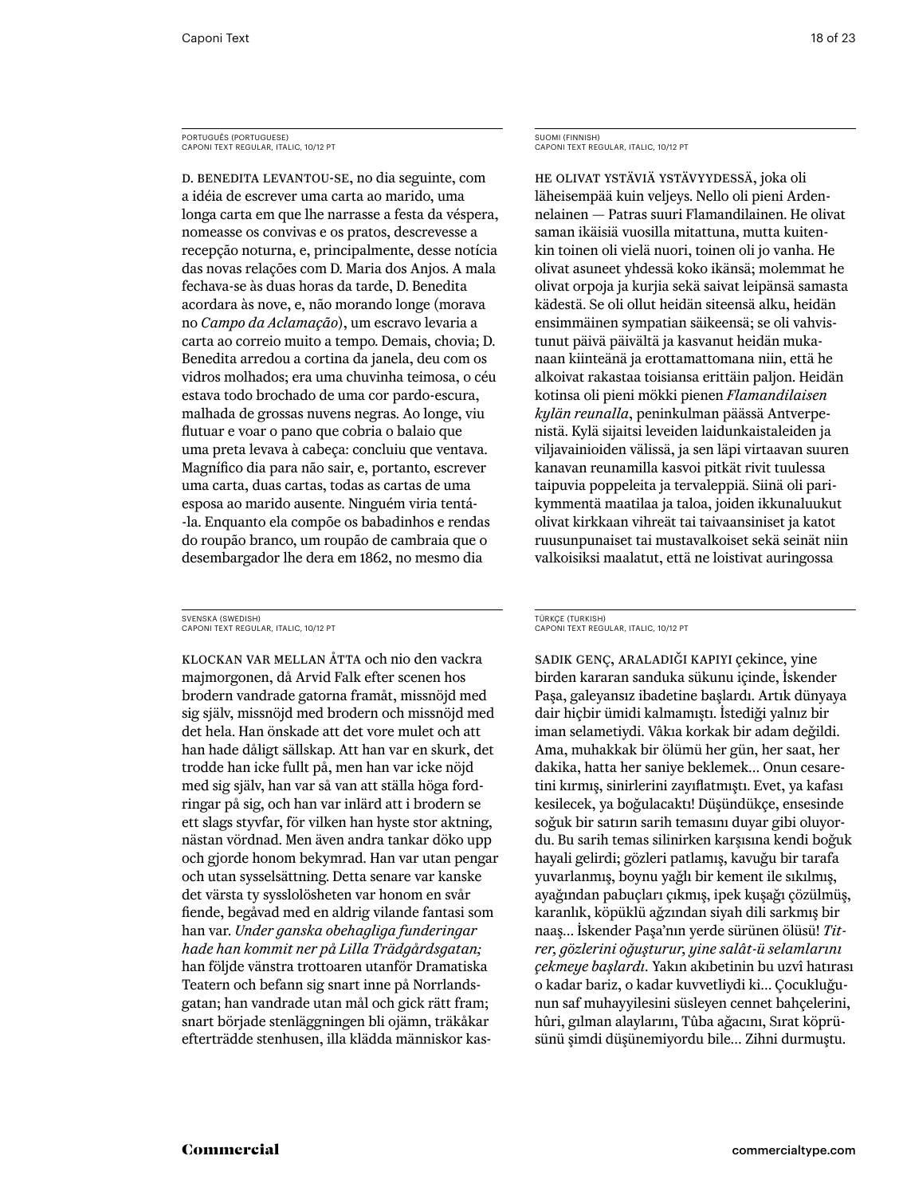PORTUGUÊS (PORTUGUESE)
CAPONI TEXT REGULAR, ITALIC, 10/12 PT

D. BENEDITA LEVANTOU-SE, no dia seguinte, com a idéia de escrever uma carta ao marido, uma longa carta em que lhe narrasse a festa da véspera, nomeasse os convivas e os pratos, descrevesse a recepção noturna, e, principalmente, desse notícia das novas relações com D. Maria dos Anjos. A mala fechava-se às duas horas da tarde, D. Benedita acordara às nove, e, não morando longe (morava no *Campo da Aclamação*), um escravo levaria a carta ao correio muito a tempo. Demais, chovia; D. Benedita arredou a cortina da janela, deu com os vidros molhados; era uma chuvinha teimosa, o céu estava todo brochado de uma cor pardo-escura, malhada de grossas nuvens negras. Ao longe, viu flutuar e voar o pano que cobria o balaio que uma preta levava à cabeça: concluiu que ventava. Magnífico dia para não sair, e, portanto, escrever uma carta, duas cartas, todas as cartas de uma esposa ao marido ausente. Ninguém viria tentá-la. Enquanto ela compõe os babadinhos e rendas do roupão branco, um roupão de cambraia que o desembargador lhe dera em 1862, no mesmo dia

SUOMI (FINNISH)
CAPONI TEXT REGULAR, ITALIC, 10/12 PT

HE OLIVAT YSTÄVIÄ YSTÄVYYDESSÄ, joka oli läheisempää kuin veljeys. Nello oli pieni Ardennelainen — Patras suuri Flamandilainen. He olivat saman ikäisiä vuosilla mitattuna, mutta kuitenkin toinen oli vielä nuori, toinen oli jo vanha. He olivat asuneet yhdessä koko ikänsä; molemmat he olivat orpoja ja kurjia sekä saivat leipänsä samasta kädestä. Se oli ollut heidän siteensä alku, heidän ensimmäinen sympatian säikeensä; se oli vahvistunut päivä päivältä ja kasvanut heidän mukanaan kiinteänä ja erottamattomana niin, että he alkoivat rakastaa toisiansa erittäin paljon. Heidän kotinsa oli pieni mökki pienen *Flamandilaisen kylän reunalla*, peninkulman päässä Antverpenistä. Kylä sijaitsi leveiden laidunkaistaleiden ja viljavainioiden välissä, ja sen läpi virtaavan suuren kanavan reunamilla kasvoi pitkät rivit tuulessa taipuvia poppeleita ja tervaleppiä. Siinä oli parikymmentä maatilaa ja taloa, joiden ikkunaluukut olivat kirkkaan vihreät tai taivaansiniset ja katot ruusunpunaiset tai mustavalkoiset sekä seinät niin valkoisiksi maalatut, että ne loistivat auringossa

SVENSKA (SWEDISH)
CAPONI TEXT REGULAR, ITALIC, 10/12 PT

KLOCKAN VAR MELLAN ÅTTA och nio den vackra majmorgonen, då Arvid Falk efter scenen hos brodern vandrade gatorna framåt, missnöjd med sig själv, missnöjd med brodern och missnöjd med det hela. Han önskade att det vore mulet och att han hade dåligt sällskap. Att han var en skurk, det trodde han icke fullt på, men han var icke nöjd med sig själv, han var så van att ställa höga fordringar på sig, och han var inlärd att i brodern se ett slags styvfar, för vilken han hyste stor aktning, nästan vördnad. Men även andra tankar döko upp och gjorde honom bekymrad. Han var utan pengar och utan sysselsättning. Detta senare var kanske det värsta ty sysslolösheten var honom en svår fiende, begåvad med en aldrig vilande fantasi som han var. *Under ganska obehagliga funderingar hade han kommit ner på Lilla Trädgårdsgatan;* han följde vänstra trottoaren utanför Dramatiska Teatern och befann sig snart inne på Norrlandsgatan; han vandrade utan mål och gick rätt fram; snart började stenläggningen bli ojämn, träkåkar efterträdde stenhusen, illa klädda människor kas-

TÜRKÇE (TURKISH)
CAPONI TEXT REGULAR, ITALIC, 10/12 PT

SADIK GENÇ, ARALADIĞI KAPIYI çekince, yine birden kararan sanduka sükunu içinde, İskender Paşa, galeyansız ibadetine başlardı. Artık dünyaya dair hiçbir ümidi kalmamıştı. İstediği yalnız bir iman selametiydi. Vâkıa korkak bir adam değildi. Ama, muhakkak bir ölümü her gün, her saat, her dakika, hatta her saniye beklemek… Onun cesaretini kırmış, sinirlerini zayıflatmıştı. Evet, ya kafası kesilecek, ya boğulacaktı! Düşündükçe, ensesinde soğuk bir satırın sarih temasını duyar gibi oluyordu. Bu sarih temas silinirken karşısına kendi boğuk hayali gelirdi; gözleri patlamış, kavuğu bir tarafa yuvarlanmış, boynu yağlı bir kement ile sıkılmış, ayağından pabuçları çıkmış, ipek kuşağı çözülmüş, karanlık, köpüklü ağzından siyah dili sarkmış bir naaş… İskender Paşa'nın yerde sürünen ölüsü! *Titrer, gözlerini oğuşturur, yine salât-ü selamlarını çekmeye başlardı.* Yakın akıbetinin bu uzvî hatırası o kadar bariz, o kadar kuvvetliydi ki… Çocukluğunun saf muhayyilesini süsleyen cennet bahçelerini, hûri, gılman alaylarını, Tûba ağacını, Sırat köprüsünü şimdi düşünemiyordu bile… Zihni durmuştu.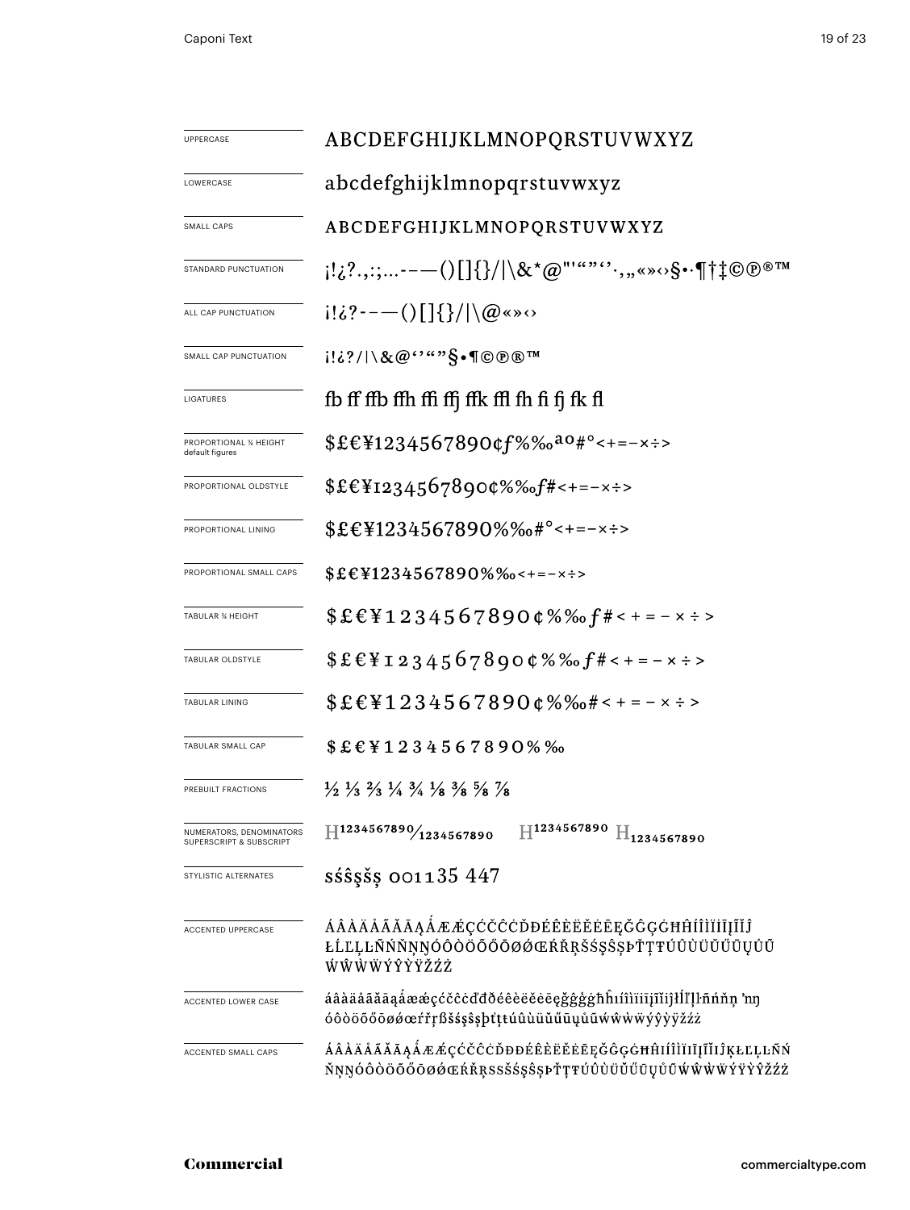| | |
|---|---|
| UPPERCASE | ABCDEFGHIJKLMNOPQRSTUVWXYZ |
| LOWERCASE | abcdefghijklmnopqrstuvwxyz |
| SMALL CAPS | ABCDEFGHIJKLMNOPQRSTUVWXYZ |
| STANDARD PUNCTUATION | ¡!¿?.,:;...-–—()[]{}/\|\&*@"'“”‘’·,„«»‹›§•·¶†‡©℗®™ |
| ALL CAP PUNCTUATION | ¡!¿?-–—()[]{}/\|\@«»‹› |
| SMALL CAP PUNCTUATION | ¡!¿?/\|\&@‘’“”§•¶©℗®™ |
| LIGATURES | fb ff ffb ffh ffi ffj ffk ffl fh fi fj fk fl |
| PROPORTIONAL ¾ HEIGHT default figures | $£€¥1234567890¢ƒ%‰ªº#°<+=−×÷> |
| PROPORTIONAL OLDSTYLE | $£€¥1234567890¢%‰ƒ#<+=−×÷> |
| PROPORTIONAL LINING | $£€¥1234567890%‰#°<+=−×÷> |
| PROPORTIONAL SMALL CAPS | $£€¥1234567890%‰<+=−×÷> |
| TABULAR ¾ HEIGHT | $£€¥1234567890¢%‰ƒ#<+=−×÷> |
| TABULAR OLDSTYLE | $£€¥1234567890¢%‰ƒ#<+=−×÷> |
| TABULAR LINING | $£€¥1234567890¢%‰#<+=−×÷> |
| TABULAR SMALL CAP | $£€¥1234567890%‰ |
| PREBUILT FRACTIONS | ½ ⅓ ⅔ ¼ ¾ ⅛ ⅜ ⅝ ⅞ |
| NUMERATORS, DENOMINATORS SUPERSCRIPT & SUBSCRIPT | H1234567890⁄1234567890 H1234567890 H1234567890 |
| STYLISTIC ALTERNATES | sśŝşšș 001135 447 |
| ACCENTED UPPERCASE | ÁÂÀÄÅÃĂĀĄǺÆǼÇĆČĈĊĎĐÉÊÈËĚĖĒĘĞĜĢĠĦĤÍÎÌÏİĪĮĨĬĴŁĹĽĻĿÑŃŇŅŊÓÔÒÖÕŐŌØǾŒŔŘŖŠŚŞŜȘÞŤŢŦÚÛÙÜŬŰŪŲŮŨẂŴẀẄÝŶỲŸŽŹŻ |
| ACCENTED LOWER CASE | áâàäåãăāąǻæǽçćčĉċďđðéêèëěėēęğĝģġħĥıíîìïiīįĩĭȷĵłĺľļŀñńňņ ŉŋóôòöõőōøǿœŕřŗßšśşŝșþťţŧúûùüŭűūųůũẃŵẁẅýŷỳÿžźż |
| ACCENTED SMALL CAPS | ÁÂÀÄÅÃĂĀĄǺÆǼÇĆČĈĊĎĐÐÉÊÈËĚĖĒĘĞĜĢĠĦĤIÍÎÌÏİĪĮĨĬĴĶŁĹĽĻĿÑŃŇŅŊÓÔÒÖÕŐŌØǾŒŔŘŖSSŠŚŞŜȘÞŤŢŦÚÛÙÜŬŰŪŲŮŨẂŴẀẄÝŶỲŸŽŹŻ |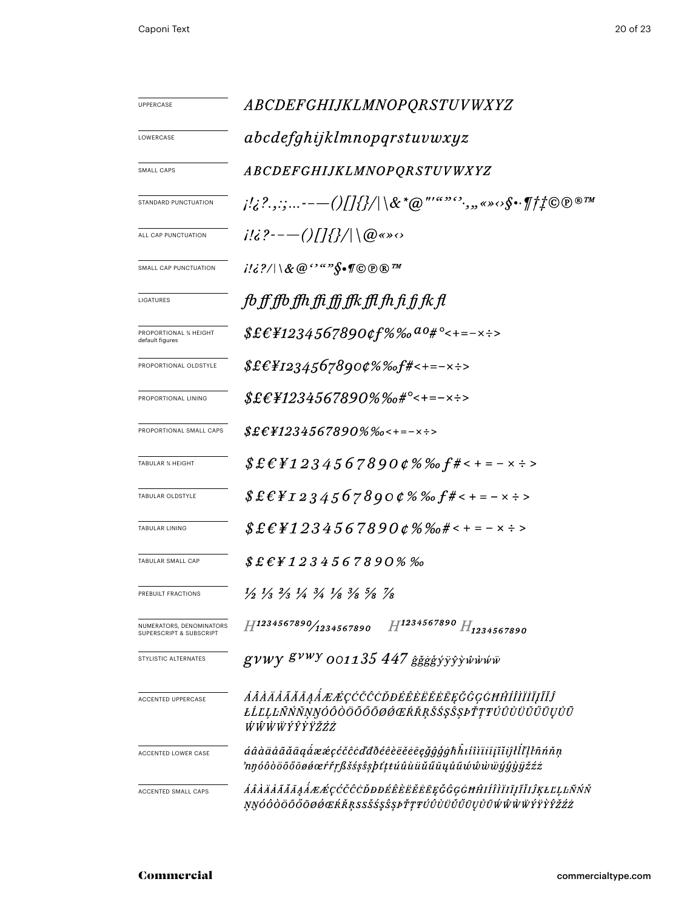| | |
|---|---|
| UPPERCASE | *ABCDEFGHIJKLMNOPQRSTUVWXYZ* |
| LOWERCASE | *abcdefghijklmnopqrstuvwxyz* |
| SMALL CAPS | *ABCDEFGHIJKLMNOPQRSTUVWXYZ* |
| STANDARD PUNCTUATION | *¡!¿?.,:;...-–—()[]{}/\|\\&*@"'""''‚„«»‹›§•·¶†‡©℗®™* |
| ALL CAP PUNCTUATION | *¡!¿?-–—()[]{}/\|\\@«»‹›* |
| SMALL CAP PUNCTUATION | *¡!¿?/\|\\&@''""§•¶©℗®™* |
| LIGATURES | *fb ff ffb ffh ffi ffj ffk ffl fh fi fj fk fl* |
| PROPORTIONAL ¾ HEIGHT default figures | *$£€¥1234567890¢f%‰ªº#°<+=−×÷>* |
| PROPORTIONAL OLDSTYLE | *$£€¥1234567890¢%‰f#<+=−×÷>* |
| PROPORTIONAL LINING | *$£€¥1234567890%‰#°<+=−×÷>* |
| PROPORTIONAL SMALL CAPS | *$£€¥1234567890%‰<+=−×÷>* |
| TABULAR ¾ HEIGHT | *$£€¥1234567890¢%‰f#<+=−×÷>* |
| TABULAR OLDSTYLE | *$£€¥1234567890¢%‰f#<+=−×÷>* |
| TABULAR LINING | *$£€¥1234567890¢%‰#<+=−×÷>* |
| TABULAR SMALL CAP | *$£€¥1234567890%‰* |
| PREBUILT FRACTIONS | *½ ⅓ ⅔ ¼ ¾ ⅛ ⅜ ⅝ ⅞* |
| NUMERATORS, DENOMINATORS SUPERSCRIPT & SUBSCRIPT | *H¹²³⁴⁵⁶⁷⁸⁹⁰⁄₁₂₃₄₅₆₇₈₉₀ H¹²³⁴⁵⁶⁷⁸⁹⁰ H₁₂₃₄₅₆₇₈₉₀* |
| STYLISTIC ALTERNATES | *gvwy gvwy 001135 447 ĝğġģýÿŷỳŵẁẃẅ* |
| ACCENTED UPPERCASE | *ÁÂÀÄÅÃĂĀĄǺÆǼÇĆČĈĊĎĐÉÊÈËĚĖĒĘĞĜĢĠĦĤÍÎÌÏİĪĮĨĴŁĹĽĻĿÑŃŇŅŊÓÔÒÖÕŐŌØǾŒŔŘŖŠŚŞŜȘÞŤŢŦÚÛÙÜŬŰŪŲŮŨẂŴẀẄÝŶỲŸŽŹŻ* |
| ACCENTED LOWER CASE | *áâàäåãăāąǻæǽçćčĉċďđðéêèëěėēęğĝģġħĥıíîìïīįĩĳĵłĺľļŀñńňņŉŋóôòöõőōøǿœŕřŗßšśşŝșþťţŧúûùüŭűūųůũẃŵẁẅýŷỳÿžźż* |
| ACCENTED SMALL CAPS | *ÁÂÀÄÅÃĂĀĄǺÆǼÇĆČĈĊĎĐÐÉÊÈËĚĖĒĘĞĜĢĠĦĤIÍÎÌÏĪĮĨĲĴĶŁĹĽĻĿÑŃŇŅŊÓÔÒÖÕŐŌØǾŒŔŘŖSSŠŚŞŜȘÞŤŢŦÚÛÙÜŬŰŪŲŮŨẂŴẀẄÝŶỲŸŽŹŻ* |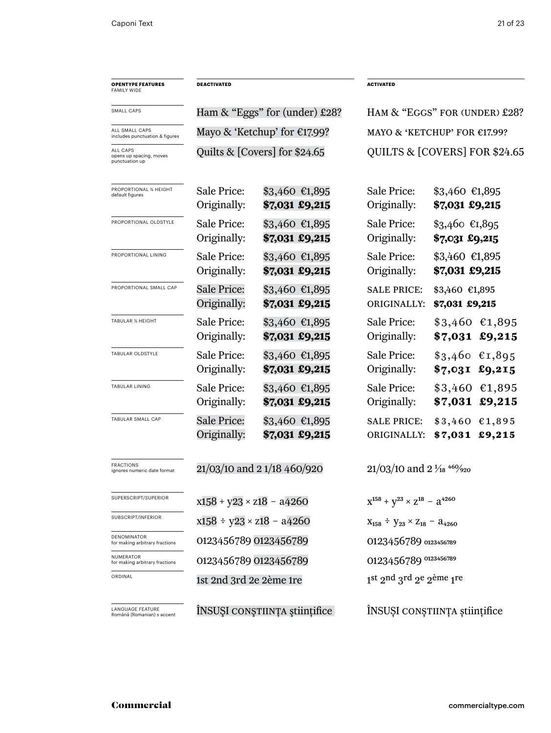| OPENTYPE FEATURES FAMILY WIDE | DEACTIVATED | ACTIVATED |
|---|---|---|
| SMALL CAPS | Ham & "Eggs" for (under) £28? | HAM & "EGGS" FOR (UNDER) £28? |
| ALL SMALL CAPS includes punctuation & figures | Mayo & 'Ketchup' for €17.99? | MAYO & 'KETCHUP' FOR €17.99? |
| ALL CAPS opens up spacing, moves punctuation up | Quilts & [Covers] for $24.65 | QUILTS & [COVERS] FOR $24.65 |
| PROPORTIONAL ¾ HEIGHT default figures | Sale Price: $3,460 €1,895<br>Originally: **$7,031 £9,215** | Sale Price: $3,460 €1,895<br>Originally: **$7,031 £9,215** |
| PROPORTIONAL OLDSTYLE | Sale Price: $3,460 €1,895<br>Originally: **$7,031 £9,215** | Sale Price: $3,460 €1,895<br>Originally: **$7,031 £9,215** |
| PROPORTIONAL LINING | Sale Price: $3,460 €1,895<br>Originally: **$7,031 £9,215** | Sale Price: $3,460 €1,895<br>Originally: **$7,031 £9,215** |
| PROPORTIONAL SMALL CAP | Sale Price: $3,460 €1,895<br>Originally: **$7,031 £9,215** | SALE PRICE: $3,460 €1,895<br>ORIGINALLY: **$7,031 £9,215** |
| TABULAR ¾ HEIGHT | Sale Price: $3,460 €1,895<br>Originally: **$7,031 £9,215** | Sale Price: $3,460 €1,895<br>Originally: **$7,031 £9,215** |
| TABULAR OLDSTYLE | Sale Price: $3,460 €1,895<br>Originally: **$7,031 £9,215** | Sale Price: $3,460 €1,895<br>Originally: **$7,031 £9,215** |
| TABULAR LINING | Sale Price: $3,460 €1,895<br>Originally: **$7,031 £9,215** | Sale Price: $3,460 €1,895<br>Originally: **$7,031 £9,215** |
| TABULAR SMALL CAP | Sale Price: $3,460 €1,895<br>Originally: **$7,031 £9,215** | SALE PRICE: $3,460 €1,895<br>ORIGINALLY: **$7,031 £9,215** |
| FRACTIONS ignores numeric date format | 21/03/10 and 2 1/18 460/920 | 21/03/10 and 2 ¹⁄₁₈ ⁴⁶⁰⁄₉₂₀ |
| SUPERSCRIPT/SUPERIOR | x158 + y23 × z18 − a4260 | $x^{158} + y^{23} \times z^{18} - a^{4260}$ |
| SUBSCRIPT/INFERIOR | x158 ÷ y23 × z18 − a4260 | $x_{158} \div y_{23} \times z_{18} - a_{4260}$ |
| DENOMINATOR for making arbitrary fractions | 0123456789 0123456789 | 0123456789 $_{0123456789}$ |
| NUMERATOR for making arbitrary fractions | 0123456789 0123456789 | 0123456789 $^{0123456789}$ |
| ORDINAL | 1st 2nd 3rd 2e 2ème 1re | 1$^{st}$ 2$^{nd}$ 3$^{rd}$ 2$^{e}$ 2$^{ème}$ 1$^{re}$ |
| LANGUAGE FEATURE Română (Romanian) s accent | ÎNSUŞI CONŞTIINȚA ştiinţifice | ÎNSUȘI CONȘTIINȚA științifice |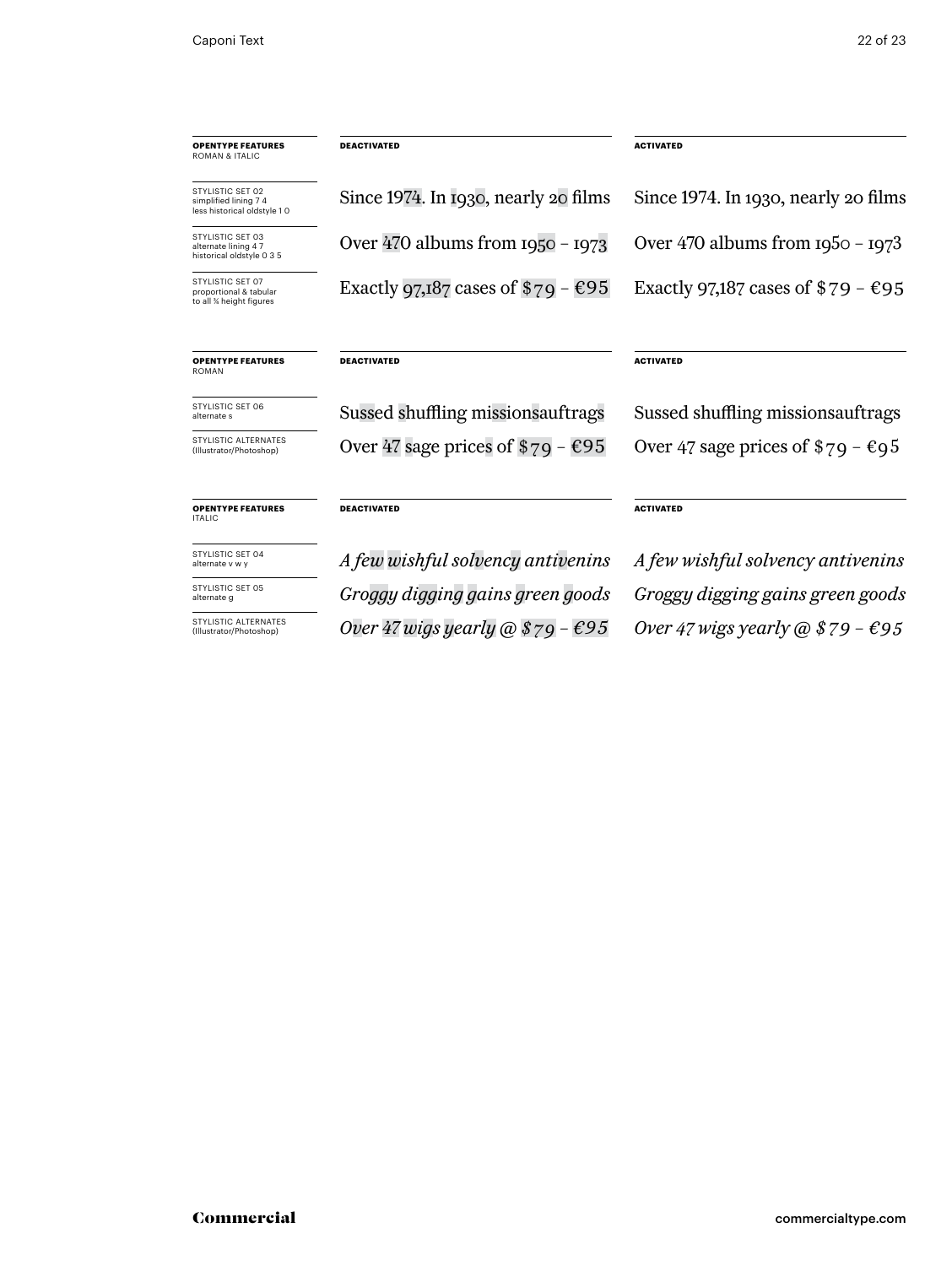| **OPENTYPE FEATURES** ROMAN & ITALIC | **DEACTIVATED** | **ACTIVATED** |
| --- | --- | --- |
| STYLISTIC SET 02 simplified lining 7 4 less historical oldstyle 1 0 | Since 1974. In 1930, nearly 20 films | Since 1974. In 1930, nearly 20 films |
| STYLISTIC SET 03 alternate lining 4 7 historical oldstyle 0 3 5 | Over 470 albums from 1950 – 1973 | Over 470 albums from 1950 – 1973 |
| STYLISTIC SET 07 proportional & tabular to all ¾ height figures | Exactly 97,187 cases of $79 – €95 | Exactly 97,187 cases of $79 – €95 |

| **OPENTYPE FEATURES** ROMAN | **DEACTIVATED** | **ACTIVATED** |
| --- | --- | --- |
| STYLISTIC SET 06 alternate s | Sussed shuffling missionsauftrags | Sussed shuffling missionsauftrags |
| STYLISTIC ALTERNATES (Illustrator/Photoshop) | Over 47 sage prices of $79 – €95 | Over 47 sage prices of $79 – €95 |

| **OPENTYPE FEATURES** ITALIC | **DEACTIVATED** | **ACTIVATED** |
| --- | --- | --- |
| STYLISTIC SET 04 alternate v w y | *A few wishful solvency antivenins* | *A few wishful solvency antivenins* |
| STYLISTIC SET 05 alternate g | *Groggy digging gains green goods* | *Groggy digging gains green goods* |
| STYLISTIC ALTERNATES (Illustrator/Photoshop) | *Over 47 wigs yearly @ $79 – €95* | *Over 47 wigs yearly @ $79 – €95* |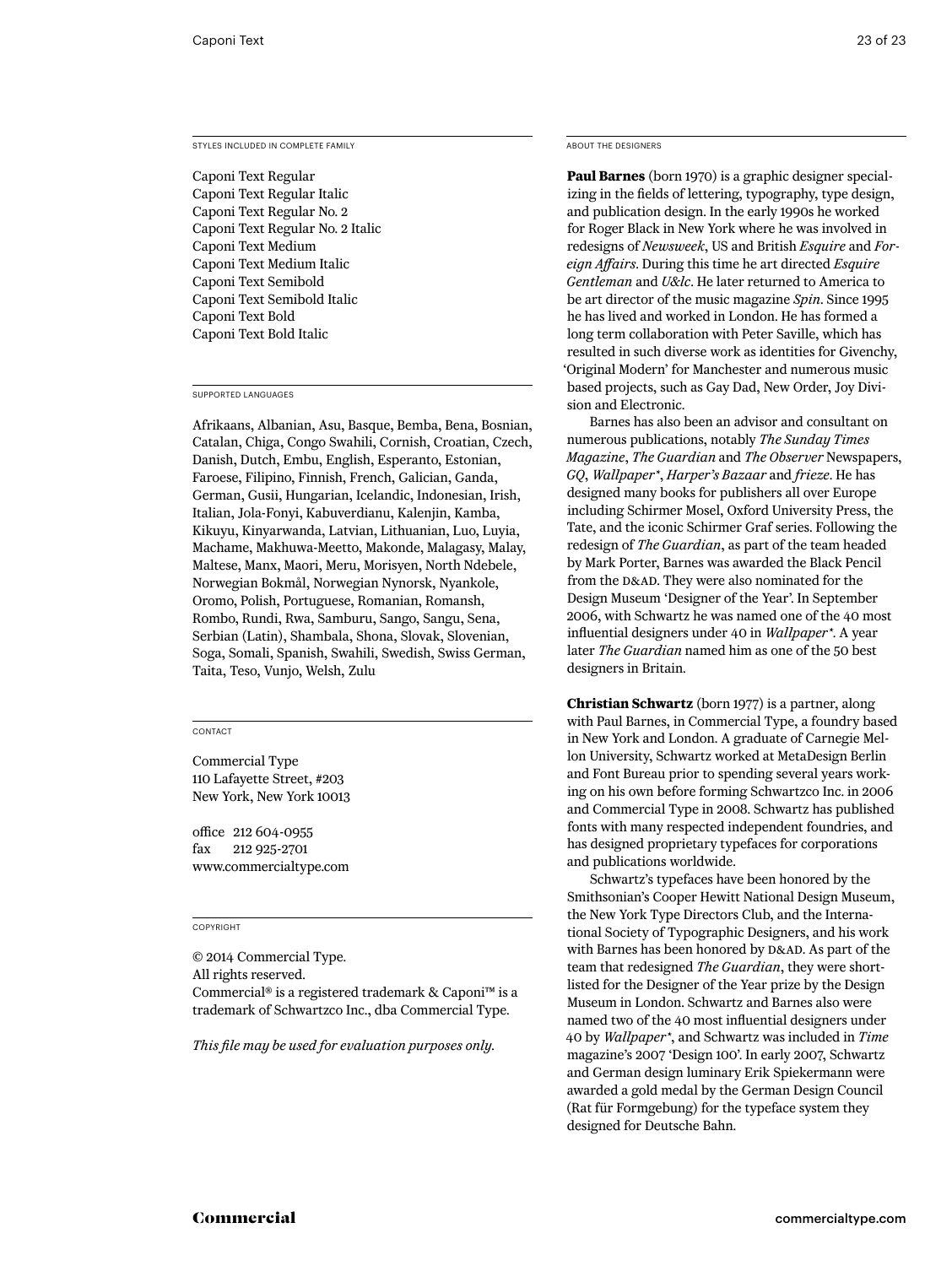## STYLES INCLUDED IN COMPLETE FAMILY

Caponi Text Regular
Caponi Text Regular Italic
Caponi Text Regular No. 2
Caponi Text Regular No. 2 Italic
Caponi Text Medium
Caponi Text Medium Italic
Caponi Text Semibold
Caponi Text Semibold Italic
Caponi Text Bold
Caponi Text Bold Italic

## SUPPORTED LANGUAGES

Afrikaans, Albanian, Asu, Basque, Bemba, Bena, Bosnian, Catalan, Chiga, Congo Swahili, Cornish, Croatian, Czech, Danish, Dutch, Embu, English, Esperanto, Estonian, Faroese, Filipino, Finnish, French, Galician, Ganda, German, Gusii, Hungarian, Icelandic, Indonesian, Irish, Italian, Jola-Fonyi, Kabuverdianu, Kalenjin, Kamba, Kikuyu, Kinyarwanda, Latvian, Lithuanian, Luo, Luyia, Machame, Makhuwa-Meetto, Makonde, Malagasy, Malay, Maltese, Manx, Maori, Meru, Morisyen, North Ndebele, Norwegian Bokmål, Norwegian Nynorsk, Nyankole, Oromo, Polish, Portuguese, Romanian, Romansh, Rombo, Rundi, Rwa, Samburu, Sango, Sangu, Sena, Serbian (Latin), Shambala, Shona, Slovak, Slovenian, Soga, Somali, Spanish, Swahili, Swedish, Swiss German, Taita, Teso, Vunjo, Welsh, Zulu

## CONTACT

Commercial Type
110 Lafayette Street, #203
New York, New York 10013

office 212 604-0955
fax 212 925-2701
www.commercialtype.com

## COPYRIGHT

© 2014 Commercial Type.
All rights reserved.
Commercial® is a registered trademark & Caponi™ is a trademark of Schwartzco Inc., dba Commercial Type.

*This file may be used for evaluation purposes only.*

## ABOUT THE DESIGNERS

**Paul Barnes** (born 1970) is a graphic designer specializing in the fields of lettering, typography, type design, and publication design. In the early 1990s he worked for Roger Black in New York where he was involved in redesigns of *Newsweek*, US and British *Esquire* and *Foreign Affairs*. During this time he art directed *Esquire Gentleman* and *U&lc*. He later returned to America to be art director of the music magazine *Spin*. Since 1995 he has lived and worked in London. He has formed a long term collaboration with Peter Saville, which has resulted in such diverse work as identities for Givenchy, 'Original Modern' for Manchester and numerous music based projects, such as Gay Dad, New Order, Joy Division and Electronic.

Barnes has also been an advisor and consultant on numerous publications, notably *The Sunday Times Magazine*, *The Guardian* and *The Observer* Newspapers, *GQ*, *Wallpaper\**, *Harper's Bazaar* and *frieze*. He has designed many books for publishers all over Europe including Schirmer Mosel, Oxford University Press, the Tate, and the iconic Schirmer Graf series. Following the redesign of *The Guardian*, as part of the team headed by Mark Porter, Barnes was awarded the Black Pencil from the D&AD. They were also nominated for the Design Museum 'Designer of the Year'. In September 2006, with Schwartz he was named one of the 40 most influential designers under 40 in *Wallpaper\**. A year later *The Guardian* named him as one of the 50 best designers in Britain.

**Christian Schwartz** (born 1977) is a partner, along with Paul Barnes, in Commercial Type, a foundry based in New York and London. A graduate of Carnegie Mellon University, Schwartz worked at MetaDesign Berlin and Font Bureau prior to spending several years working on his own before forming Schwartzco Inc. in 2006 and Commercial Type in 2008. Schwartz has published fonts with many respected independent foundries, and has designed proprietary typefaces for corporations and publications worldwide.

Schwartz's typefaces have been honored by the Smithsonian's Cooper Hewitt National Design Museum, the New York Type Directors Club, and the International Society of Typographic Designers, and his work with Barnes has been honored by D&AD. As part of the team that redesigned *The Guardian*, they were shortlisted for the Designer of the Year prize by the Design Museum in London. Schwartz and Barnes also were named two of the 40 most influential designers under 40 by *Wallpaper\**, and Schwartz was included in *Time* magazine's 2007 'Design 100'. In early 2007, Schwartz and German design luminary Erik Spiekermann were awarded a gold medal by the German Design Council (Rat für Formgebung) for the typeface system they designed for Deutsche Bahn.